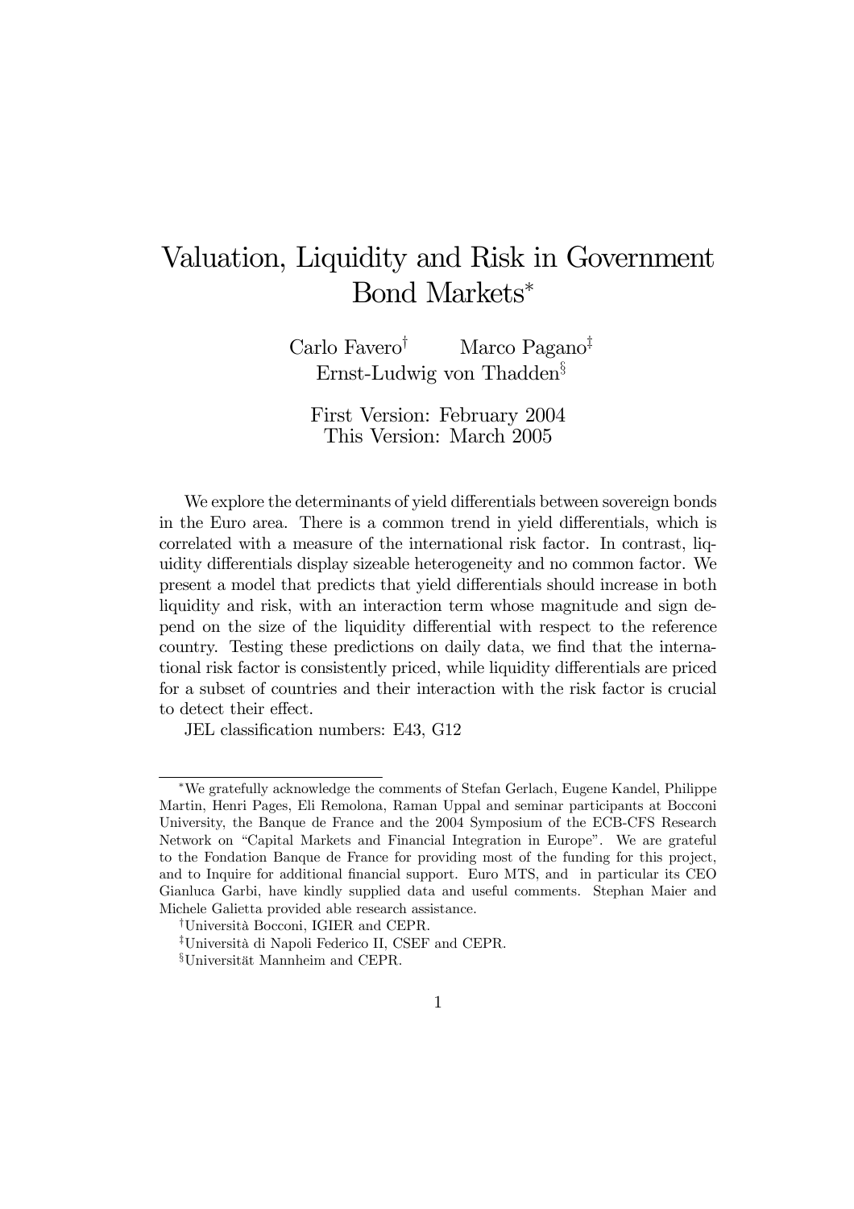# Valuation, Liquidity and Risk in Government Bond Markets[*]

Carlo Favero[†] Marco Pagano[‡]
Ernst-Ludwig von Thadden[§]

First Version: February 2004
This Version: March 2005

We explore the determinants of yield differentials between sovereign bonds in the Euro area. There is a common trend in yield differentials, which is correlated with a measure of the international risk factor. In contrast, liquidity differentials display sizeable heterogeneity and no common factor. We present a model that predicts that yield differentials should increase in both liquidity and risk, with an interaction term whose magnitude and sign depend on the size of the liquidity differential with respect to the reference country. Testing these predictions on daily data, we find that the international risk factor is consistently priced, while liquidity differentials are priced for a subset of countries and their interaction with the risk factor is crucial to detect their effect.

JEL classification numbers: E43, G12

---

[*]We gratefully acknowledge the comments of Stefan Gerlach, Eugene Kandel, Philippe Martin, Henri Pages, Eli Remolona, Raman Uppal and seminar participants at Bocconi University, the Banque de France and the 2004 Symposium of the ECB-CFS Research Network on "Capital Markets and Financial Integration in Europe". We are grateful to the Fondation Banque de France for providing most of the funding for this project, and to Inquire for additional financial support. Euro MTS, and in particular its CEO Gianluca Garbi, have kindly supplied data and useful comments. Stephan Maier and Michele Galietta provided able research assistance.

[†]Università Bocconi, IGIER and CEPR.

[‡]Università di Napoli Federico II, CSEF and CEPR.

[§]Universität Mannheim and CEPR.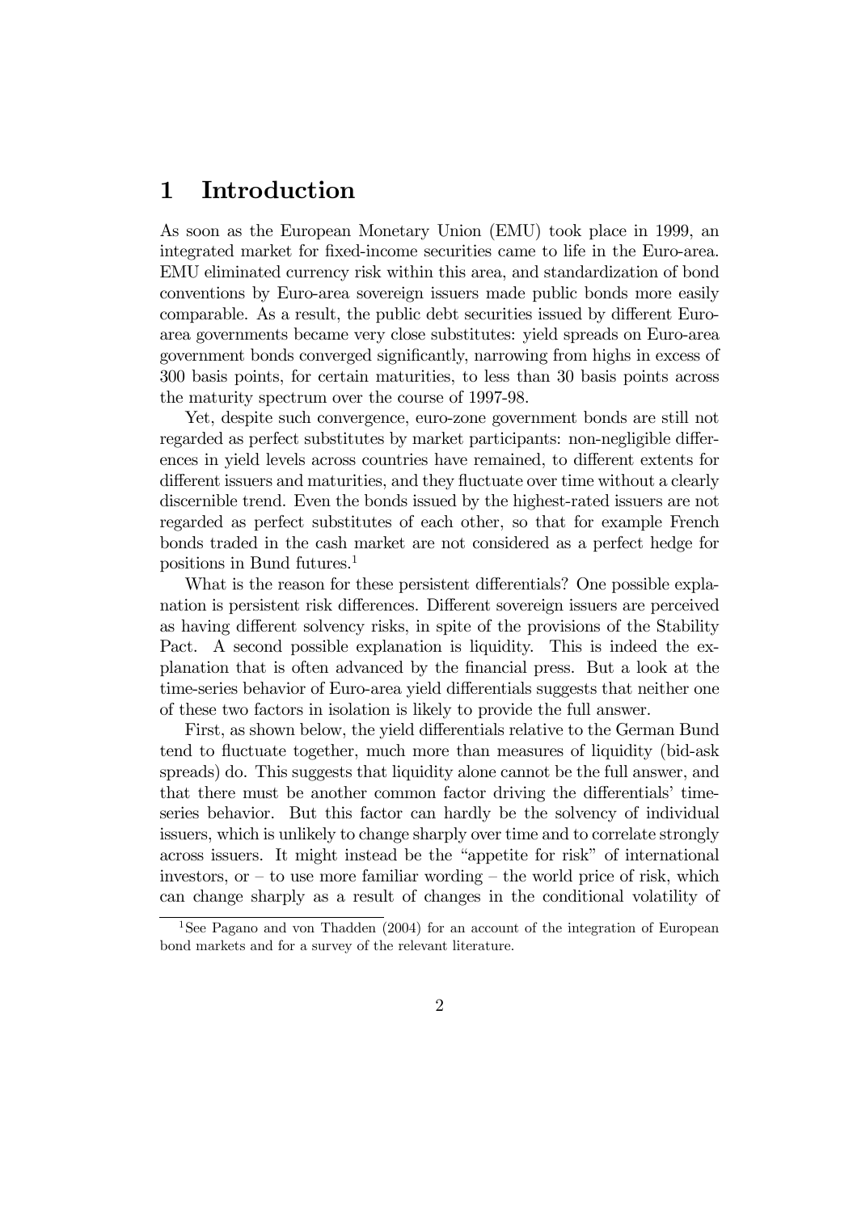# 1 Introduction

As soon as the European Monetary Union (EMU) took place in 1999, an integrated market for fixed-income securities came to life in the Euro-area. EMU eliminated currency risk within this area, and standardization of bond conventions by Euro-area sovereign issuers made public bonds more easily comparable. As a result, the public debt securities issued by different Euro-area governments became very close substitutes: yield spreads on Euro-area government bonds converged significantly, narrowing from highs in excess of 300 basis points, for certain maturities, to less than 30 basis points across the maturity spectrum over the course of 1997-98.

Yet, despite such convergence, euro-zone government bonds are still not regarded as perfect substitutes by market participants: non-negligible differences in yield levels across countries have remained, to different extents for different issuers and maturities, and they fluctuate over time without a clearly discernible trend. Even the bonds issued by the highest-rated issuers are not regarded as perfect substitutes of each other, so that for example French bonds traded in the cash market are not considered as a perfect hedge for positions in Bund futures.[1]

What is the reason for these persistent differentials? One possible explanation is persistent risk differences. Different sovereign issuers are perceived as having different solvency risks, in spite of the provisions of the Stability Pact. A second possible explanation is liquidity. This is indeed the explanation that is often advanced by the financial press. But a look at the time-series behavior of Euro-area yield differentials suggests that neither one of these two factors in isolation is likely to provide the full answer.

First, as shown below, the yield differentials relative to the German Bund tend to fluctuate together, much more than measures of liquidity (bid-ask spreads) do. This suggests that liquidity alone cannot be the full answer, and that there must be another common factor driving the differentials' time-series behavior. But this factor can hardly be the solvency of individual issuers, which is unlikely to change sharply over time and to correlate strongly across issuers. It might instead be the "appetite for risk" of international investors, or – to use more familiar wording – the world price of risk, which can change sharply as a result of changes in the conditional volatility of

[1] See Pagano and von Thadden (2004) for an account of the integration of European bond markets and for a survey of the relevant literature.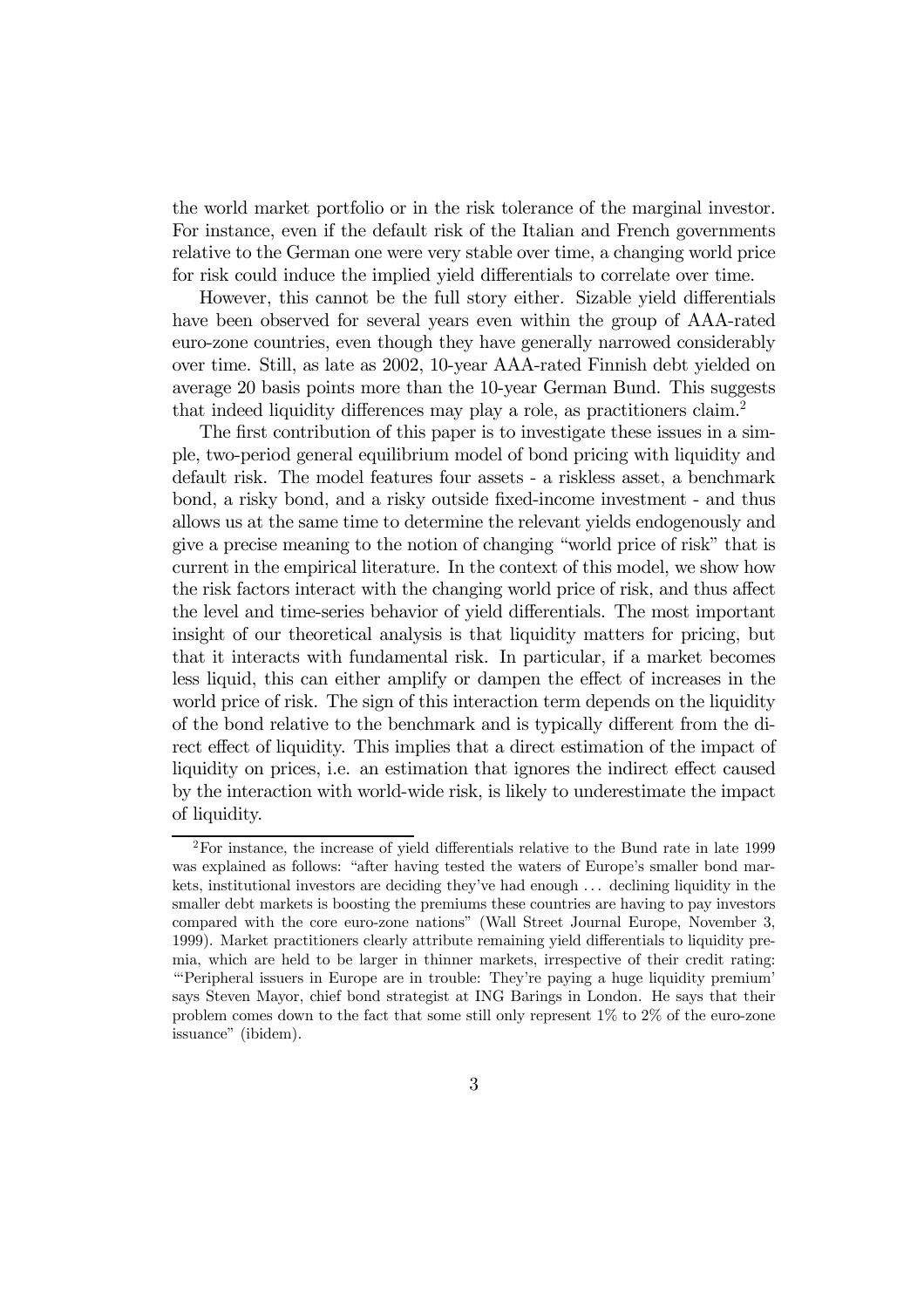the world market portfolio or in the risk tolerance of the marginal investor. For instance, even if the default risk of the Italian and French governments relative to the German one were very stable over time, a changing world price for risk could induce the implied yield differentials to correlate over time.

However, this cannot be the full story either. Sizable yield differentials have been observed for several years even within the group of AAA-rated euro-zone countries, even though they have generally narrowed considerably over time. Still, as late as 2002, 10-year AAA-rated Finnish debt yielded on average 20 basis points more than the 10-year German Bund. This suggests that indeed liquidity differences may play a role, as practitioners claim.[2]

The first contribution of this paper is to investigate these issues in a simple, two-period general equilibrium model of bond pricing with liquidity and default risk. The model features four assets - a riskless asset, a benchmark bond, a risky bond, and a risky outside fixed-income investment - and thus allows us at the same time to determine the relevant yields endogenously and give a precise meaning to the notion of changing "world price of risk" that is current in the empirical literature. In the context of this model, we show how the risk factors interact with the changing world price of risk, and thus affect the level and time-series behavior of yield differentials. The most important insight of our theoretical analysis is that liquidity matters for pricing, but that it interacts with fundamental risk. In particular, if a market becomes less liquid, this can either amplify or dampen the effect of increases in the world price of risk. The sign of this interaction term depends on the liquidity of the bond relative to the benchmark and is typically different from the direct effect of liquidity. This implies that a direct estimation of the impact of liquidity on prices, i.e. an estimation that ignores the indirect effect caused by the interaction with world-wide risk, is likely to underestimate the impact of liquidity.

---

[2] For instance, the increase of yield differentials relative to the Bund rate in late 1999 was explained as follows: "after having tested the waters of Europe's smaller bond markets, institutional investors are deciding they've had enough ... declining liquidity in the smaller debt markets is boosting the premiums these countries are having to pay investors compared with the core euro-zone nations" (Wall Street Journal Europe, November 3, 1999). Market practitioners clearly attribute remaining yield differentials to liquidity premia, which are held to be larger in thinner markets, irrespective of their credit rating: "'Peripheral issuers in Europe are in trouble: They're paying a huge liquidity premium' says Steven Mayor, chief bond strategist at ING Barings in London. He says that their problem comes down to the fact that some still only represent 1% to 2% of the euro-zone issuance" (ibidem).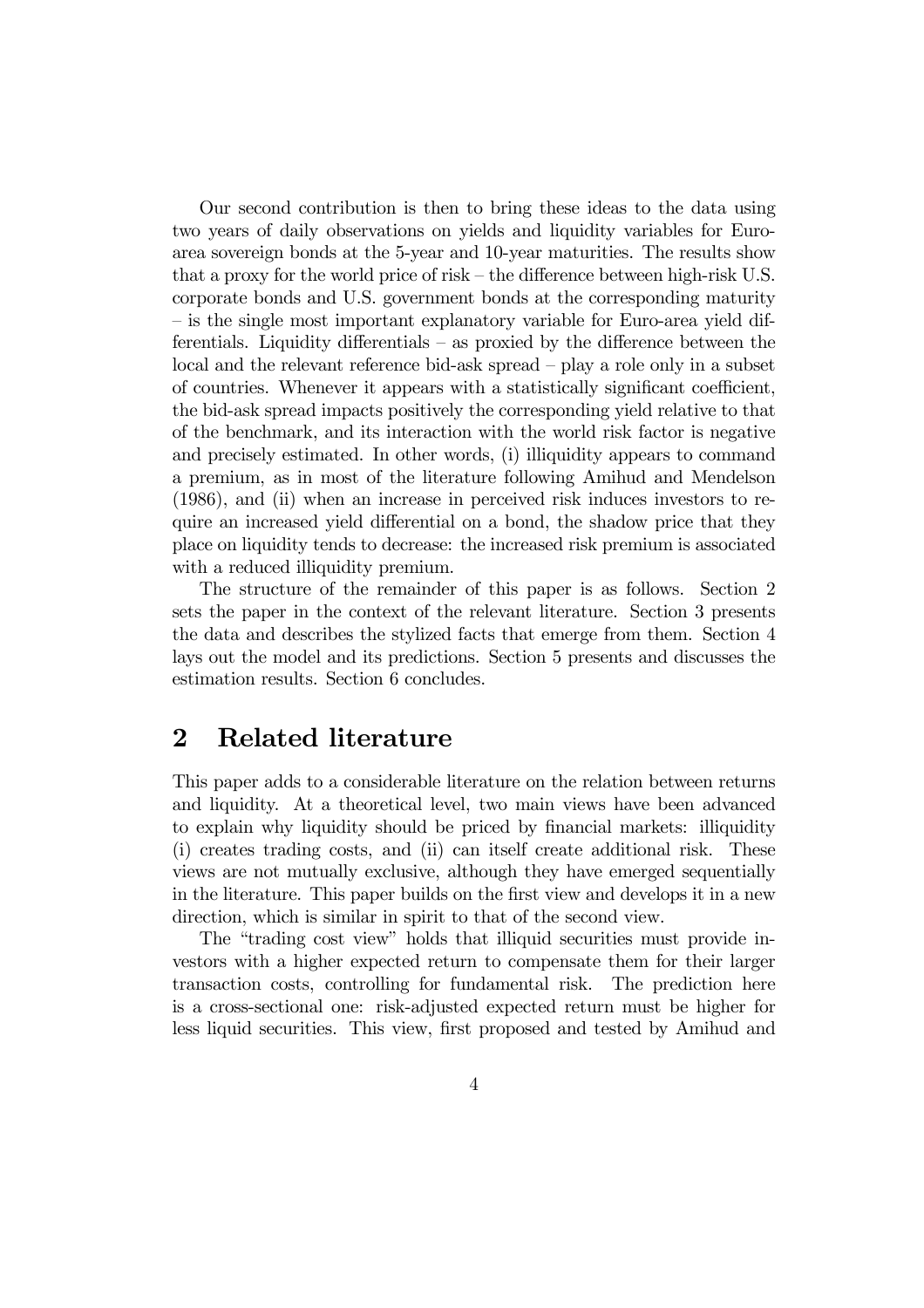Our second contribution is then to bring these ideas to the data using two years of daily observations on yields and liquidity variables for Euro-area sovereign bonds at the 5-year and 10-year maturities. The results show that a proxy for the world price of risk – the difference between high-risk U.S. corporate bonds and U.S. government bonds at the corresponding maturity – is the single most important explanatory variable for Euro-area yield differentials. Liquidity differentials – as proxied by the difference between the local and the relevant reference bid-ask spread – play a role only in a subset of countries. Whenever it appears with a statistically significant coefficient, the bid-ask spread impacts positively the corresponding yield relative to that of the benchmark, and its interaction with the world risk factor is negative and precisely estimated. In other words, (i) illiquidity appears to command a premium, as in most of the literature following Amihud and Mendelson (1986), and (ii) when an increase in perceived risk induces investors to require an increased yield differential on a bond, the shadow price that they place on liquidity tends to decrease: the increased risk premium is associated with a reduced illiquidity premium.

The structure of the remainder of this paper is as follows. Section 2 sets the paper in the context of the relevant literature. Section 3 presents the data and describes the stylized facts that emerge from them. Section 4 lays out the model and its predictions. Section 5 presents and discusses the estimation results. Section 6 concludes.

# 2 Related literature

This paper adds to a considerable literature on the relation between returns and liquidity. At a theoretical level, two main views have been advanced to explain why liquidity should be priced by financial markets: illiquidity (i) creates trading costs, and (ii) can itself create additional risk. These views are not mutually exclusive, although they have emerged sequentially in the literature. This paper builds on the first view and develops it in a new direction, which is similar in spirit to that of the second view.

The "trading cost view" holds that illiquid securities must provide investors with a higher expected return to compensate them for their larger transaction costs, controlling for fundamental risk. The prediction here is a cross-sectional one: risk-adjusted expected return must be higher for less liquid securities. This view, first proposed and tested by Amihud and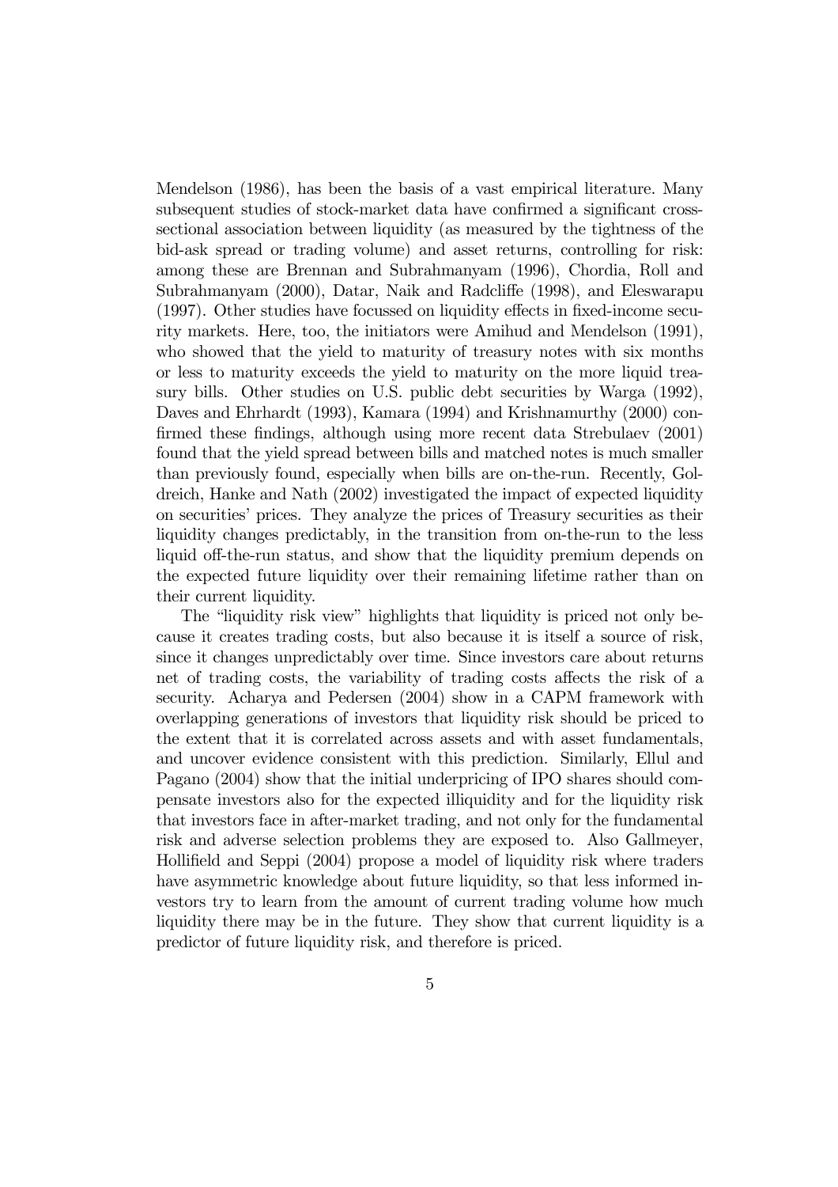Mendelson (1986), has been the basis of a vast empirical literature. Many subsequent studies of stock-market data have confirmed a significant cross-sectional association between liquidity (as measured by the tightness of the bid-ask spread or trading volume) and asset returns, controlling for risk: among these are Brennan and Subrahmanyam (1996), Chordia, Roll and Subrahmanyam (2000), Datar, Naik and Radcliffe (1998), and Eleswarapu (1997). Other studies have focussed on liquidity effects in fixed-income security markets. Here, too, the initiators were Amihud and Mendelson (1991), who showed that the yield to maturity of treasury notes with six months or less to maturity exceeds the yield to maturity on the more liquid treasury bills. Other studies on U.S. public debt securities by Warga (1992), Daves and Ehrhardt (1993), Kamara (1994) and Krishnamurthy (2000) confirmed these findings, although using more recent data Strebulaev (2001) found that the yield spread between bills and matched notes is much smaller than previously found, especially when bills are on-the-run. Recently, Goldreich, Hanke and Nath (2002) investigated the impact of expected liquidity on securities' prices. They analyze the prices of Treasury securities as their liquidity changes predictably, in the transition from on-the-run to the less liquid off-the-run status, and show that the liquidity premium depends on the expected future liquidity over their remaining lifetime rather than on their current liquidity.

The "liquidity risk view" highlights that liquidity is priced not only because it creates trading costs, but also because it is itself a source of risk, since it changes unpredictably over time. Since investors care about returns net of trading costs, the variability of trading costs affects the risk of a security. Acharya and Pedersen (2004) show in a CAPM framework with overlapping generations of investors that liquidity risk should be priced to the extent that it is correlated across assets and with asset fundamentals, and uncover evidence consistent with this prediction. Similarly, Ellul and Pagano (2004) show that the initial underpricing of IPO shares should compensate investors also for the expected illiquidity and for the liquidity risk that investors face in after-market trading, and not only for the fundamental risk and adverse selection problems they are exposed to. Also Gallmeyer, Hollifield and Seppi (2004) propose a model of liquidity risk where traders have asymmetric knowledge about future liquidity, so that less informed investors try to learn from the amount of current trading volume how much liquidity there may be in the future. They show that current liquidity is a predictor of future liquidity risk, and therefore is priced.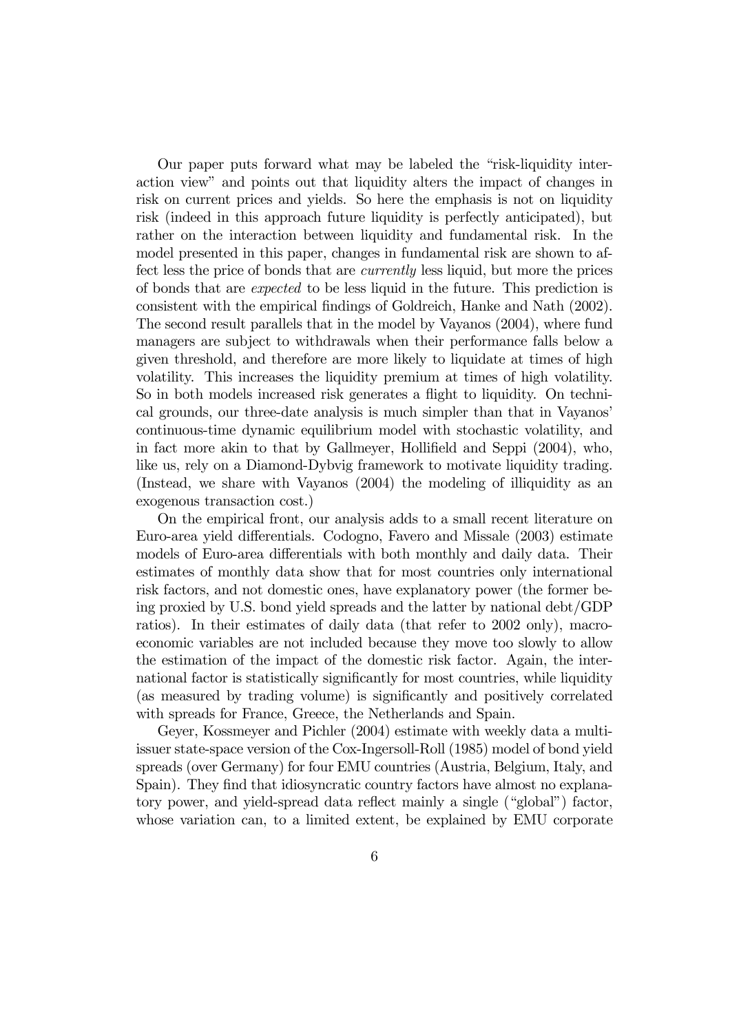Our paper puts forward what may be labeled the "risk-liquidity interaction view" and points out that liquidity alters the impact of changes in risk on current prices and yields. So here the emphasis is not on liquidity risk (indeed in this approach future liquidity is perfectly anticipated), but rather on the interaction between liquidity and fundamental risk. In the model presented in this paper, changes in fundamental risk are shown to affect less the price of bonds that are *currently* less liquid, but more the prices of bonds that are *expected* to be less liquid in the future. This prediction is consistent with the empirical findings of Goldreich, Hanke and Nath (2002). The second result parallels that in the model by Vayanos (2004), where fund managers are subject to withdrawals when their performance falls below a given threshold, and therefore are more likely to liquidate at times of high volatility. This increases the liquidity premium at times of high volatility. So in both models increased risk generates a flight to liquidity. On technical grounds, our three-date analysis is much simpler than that in Vayanos' continuous-time dynamic equilibrium model with stochastic volatility, and in fact more akin to that by Gallmeyer, Hollifield and Seppi (2004), who, like us, rely on a Diamond-Dybvig framework to motivate liquidity trading. (Instead, we share with Vayanos (2004) the modeling of illiquidity as an exogenous transaction cost.)

On the empirical front, our analysis adds to a small recent literature on Euro-area yield differentials. Codogno, Favero and Missale (2003) estimate models of Euro-area differentials with both monthly and daily data. Their estimates of monthly data show that for most countries only international risk factors, and not domestic ones, have explanatory power (the former being proxied by U.S. bond yield spreads and the latter by national debt/GDP ratios). In their estimates of daily data (that refer to 2002 only), macroeconomic variables are not included because they move too slowly to allow the estimation of the impact of the domestic risk factor. Again, the international factor is statistically significantly for most countries, while liquidity (as measured by trading volume) is significantly and positively correlated with spreads for France, Greece, the Netherlands and Spain.

Geyer, Kossmeyer and Pichler (2004) estimate with weekly data a multi-issuer state-space version of the Cox-Ingersoll-Roll (1985) model of bond yield spreads (over Germany) for four EMU countries (Austria, Belgium, Italy, and Spain). They find that idiosyncratic country factors have almost no explanatory power, and yield-spread data reflect mainly a single ("global") factor, whose variation can, to a limited extent, be explained by EMU corporate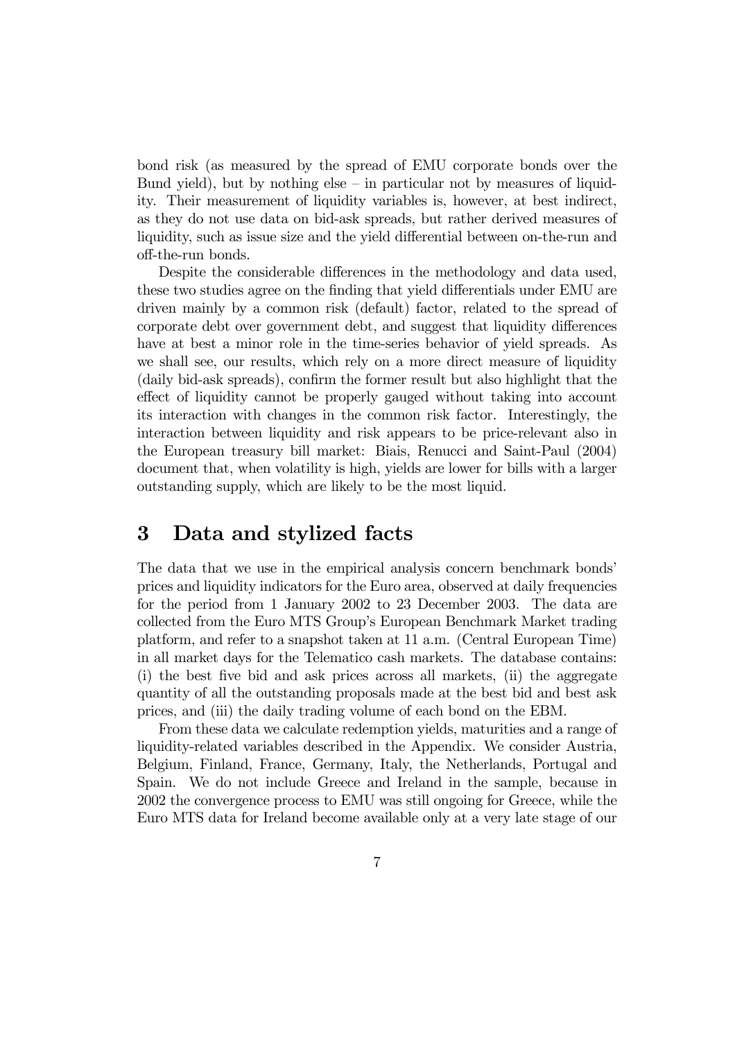bond risk (as measured by the spread of EMU corporate bonds over the Bund yield), but by nothing else – in particular not by measures of liquidity. Their measurement of liquidity variables is, however, at best indirect, as they do not use data on bid-ask spreads, but rather derived measures of liquidity, such as issue size and the yield differential between on-the-run and off-the-run bonds.

Despite the considerable differences in the methodology and data used, these two studies agree on the finding that yield differentials under EMU are driven mainly by a common risk (default) factor, related to the spread of corporate debt over government debt, and suggest that liquidity differences have at best a minor role in the time-series behavior of yield spreads. As we shall see, our results, which rely on a more direct measure of liquidity (daily bid-ask spreads), confirm the former result but also highlight that the effect of liquidity cannot be properly gauged without taking into account its interaction with changes in the common risk factor. Interestingly, the interaction between liquidity and risk appears to be price-relevant also in the European treasury bill market: Biais, Renucci and Saint-Paul (2004) document that, when volatility is high, yields are lower for bills with a larger outstanding supply, which are likely to be the most liquid.

# 3 Data and stylized facts

The data that we use in the empirical analysis concern benchmark bonds' prices and liquidity indicators for the Euro area, observed at daily frequencies for the period from 1 January 2002 to 23 December 2003. The data are collected from the Euro MTS Group's European Benchmark Market trading platform, and refer to a snapshot taken at 11 a.m. (Central European Time) in all market days for the Telematico cash markets. The database contains: (i) the best five bid and ask prices across all markets, (ii) the aggregate quantity of all the outstanding proposals made at the best bid and best ask prices, and (iii) the daily trading volume of each bond on the EBM.

From these data we calculate redemption yields, maturities and a range of liquidity-related variables described in the Appendix. We consider Austria, Belgium, Finland, France, Germany, Italy, the Netherlands, Portugal and Spain. We do not include Greece and Ireland in the sample, because in 2002 the convergence process to EMU was still ongoing for Greece, while the Euro MTS data for Ireland become available only at a very late stage of our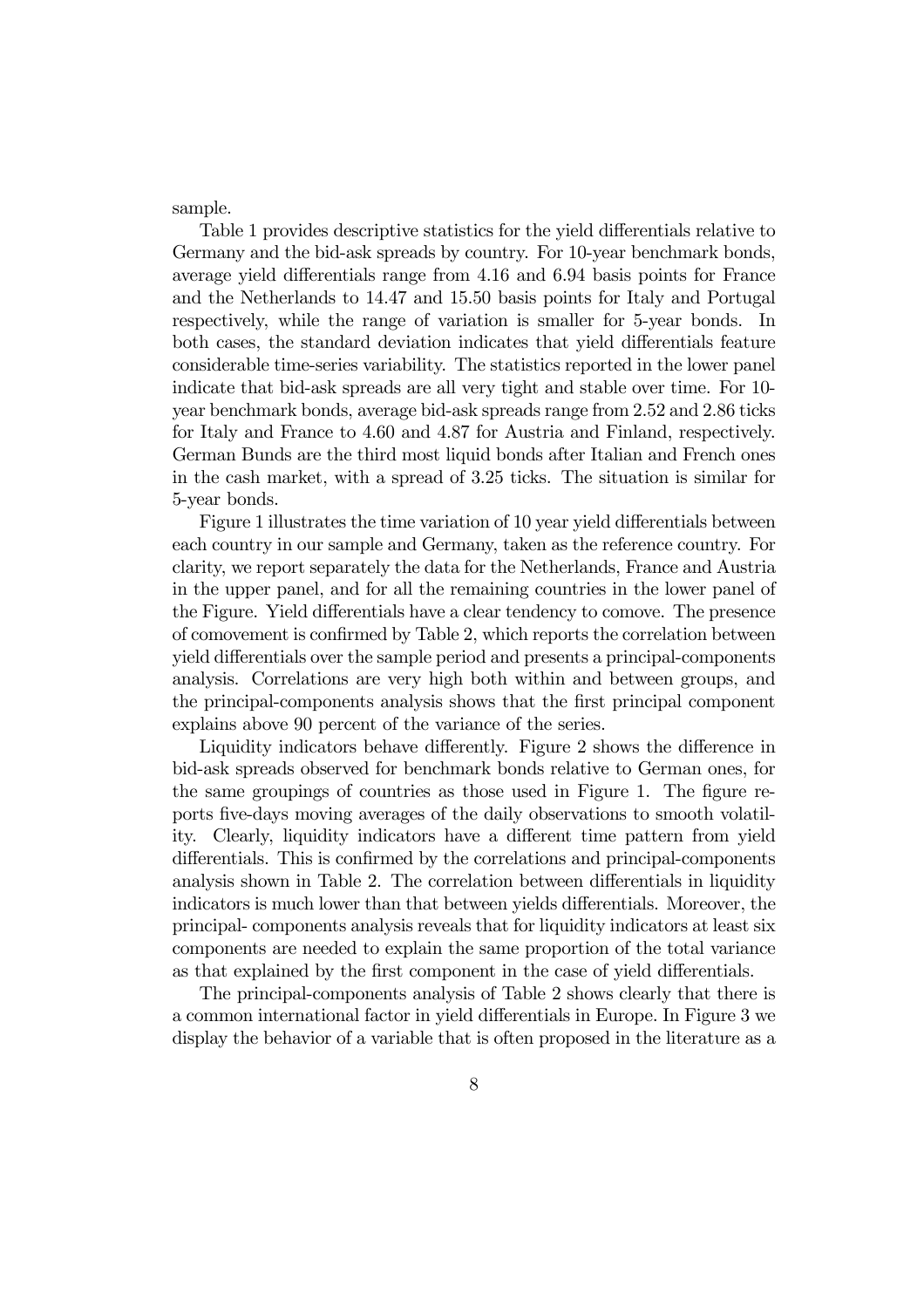sample.

Table 1 provides descriptive statistics for the yield differentials relative to Germany and the bid-ask spreads by country. For 10-year benchmark bonds, average yield differentials range from 4.16 and 6.94 basis points for France and the Netherlands to 14.47 and 15.50 basis points for Italy and Portugal respectively, while the range of variation is smaller for 5-year bonds. In both cases, the standard deviation indicates that yield differentials feature considerable time-series variability. The statistics reported in the lower panel indicate that bid-ask spreads are all very tight and stable over time. For 10-year benchmark bonds, average bid-ask spreads range from 2.52 and 2.86 ticks for Italy and France to 4.60 and 4.87 for Austria and Finland, respectively. German Bunds are the third most liquid bonds after Italian and French ones in the cash market, with a spread of 3.25 ticks. The situation is similar for 5-year bonds.

Figure 1 illustrates the time variation of 10 year yield differentials between each country in our sample and Germany, taken as the reference country. For clarity, we report separately the data for the Netherlands, France and Austria in the upper panel, and for all the remaining countries in the lower panel of the Figure. Yield differentials have a clear tendency to comove. The presence of comovement is confirmed by Table 2, which reports the correlation between yield differentials over the sample period and presents a principal-components analysis. Correlations are very high both within and between groups, and the principal-components analysis shows that the first principal component explains above 90 percent of the variance of the series.

Liquidity indicators behave differently. Figure 2 shows the difference in bid-ask spreads observed for benchmark bonds relative to German ones, for the same groupings of countries as those used in Figure 1. The figure reports five-days moving averages of the daily observations to smooth volatility. Clearly, liquidity indicators have a different time pattern from yield differentials. This is confirmed by the correlations and principal-components analysis shown in Table 2. The correlation between differentials in liquidity indicators is much lower than that between yields differentials. Moreover, the principal- components analysis reveals that for liquidity indicators at least six components are needed to explain the same proportion of the total variance as that explained by the first component in the case of yield differentials.

The principal-components analysis of Table 2 shows clearly that there is a common international factor in yield differentials in Europe. In Figure 3 we display the behavior of a variable that is often proposed in the literature as a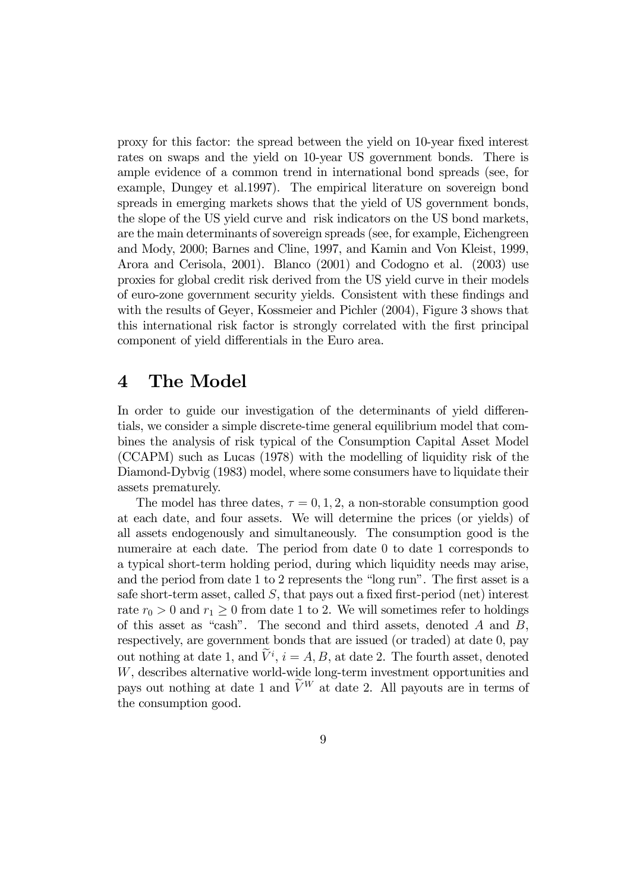proxy for this factor: the spread between the yield on 10-year fixed interest rates on swaps and the yield on 10-year US government bonds. There is ample evidence of a common trend in international bond spreads (see, for example, Dungey et al.1997). The empirical literature on sovereign bond spreads in emerging markets shows that the yield of US government bonds, the slope of the US yield curve and risk indicators on the US bond markets, are the main determinants of sovereign spreads (see, for example, Eichengreen and Mody, 2000; Barnes and Cline, 1997, and Kamin and Von Kleist, 1999, Arora and Cerisola, 2001). Blanco (2001) and Codogno et al. (2003) use proxies for global credit risk derived from the US yield curve in their models of euro-zone government security yields. Consistent with these findings and with the results of Geyer, Kossmeier and Pichler (2004), Figure 3 shows that this international risk factor is strongly correlated with the first principal component of yield differentials in the Euro area.

# 4 The Model

In order to guide our investigation of the determinants of yield differentials, we consider a simple discrete-time general equilibrium model that combines the analysis of risk typical of the Consumption Capital Asset Model (CCAPM) such as Lucas (1978) with the modelling of liquidity risk of the Diamond-Dybvig (1983) model, where some consumers have to liquidate their assets prematurely.

The model has three dates, $\tau = 0, 1, 2$, a non-storable consumption good at each date, and four assets. We will determine the prices (or yields) of all assets endogenously and simultaneously. The consumption good is the numeraire at each date. The period from date 0 to date 1 corresponds to a typical short-term holding period, during which liquidity needs may arise, and the period from date 1 to 2 represents the "long run". The first asset is a safe short-term asset, called $S$, that pays out a fixed first-period (net) interest rate $r_0 > 0$ and $r_1 \geq 0$ from date 1 to 2. We will sometimes refer to holdings of this asset as "cash". The second and third assets, denoted $A$ and $B$, respectively, are government bonds that are issued (or traded) at date 0, pay out nothing at date 1, and $\widetilde{V}^i$, $i = A, B$, at date 2. The fourth asset, denoted $W$, describes alternative world-wide long-term investment opportunities and pays out nothing at date 1 and $\widetilde{V}^W$ at date 2. All payouts are in terms of the consumption good.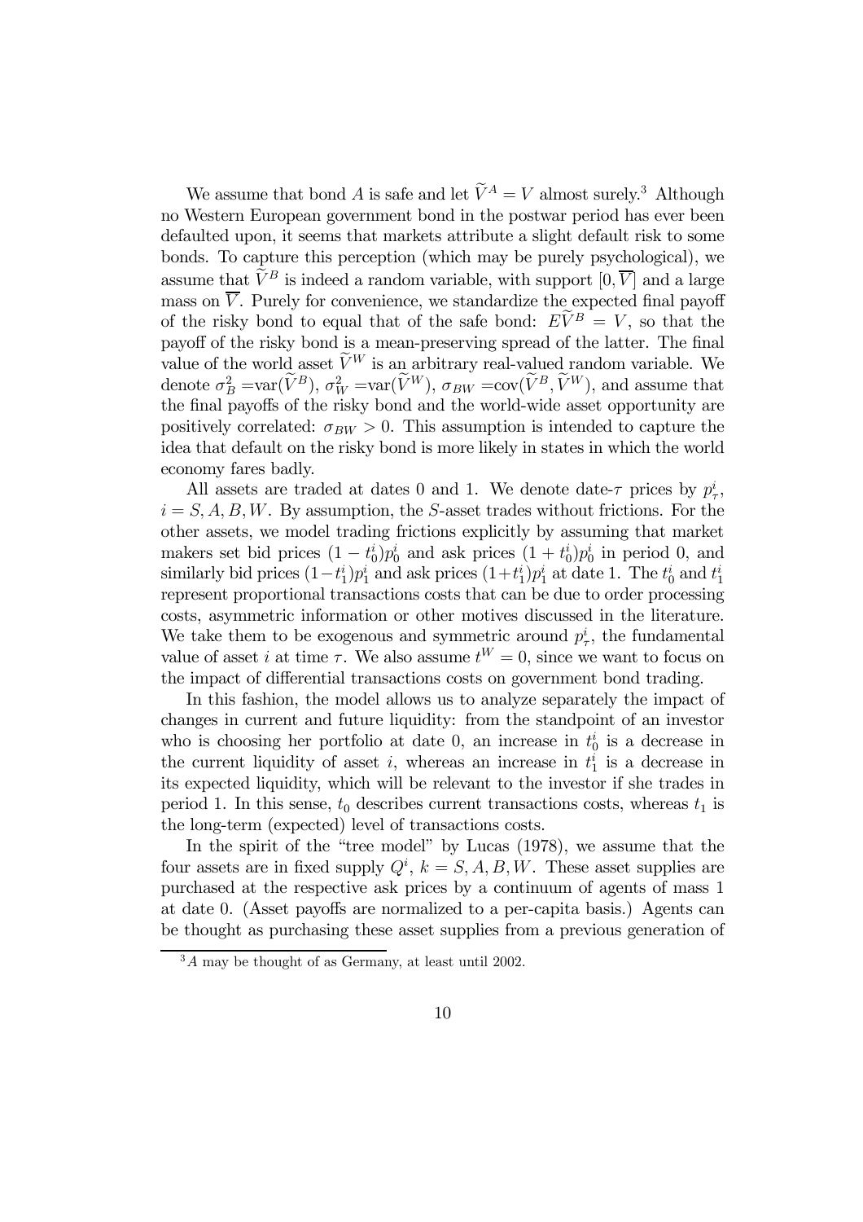We assume that bond $A$ is safe and let $\widetilde{V}^A = V$ almost surely.[3] Although no Western European government bond in the postwar period has ever been defaulted upon, it seems that markets attribute a slight default risk to some bonds. To capture this perception (which may be purely psychological), we assume that $\widetilde{V}^B$ is indeed a random variable, with support $[0, \overline{V}]$ and a large mass on $\overline{V}$. Purely for convenience, we standardize the expected final payoff of the risky bond to equal that of the safe bond: $E\widetilde{V}^B = V$, so that the payoff of the risky bond is a mean-preserving spread of the latter. The final value of the world asset $\widetilde{V}^W$ is an arbitrary real-valued random variable. We denote $\sigma_B^2 = \text{var}(\widetilde{V}^B)$, $\sigma_W^2 = \text{var}(\widetilde{V}^W)$, $\sigma_{BW} = \text{cov}(\widetilde{V}^B, \widetilde{V}^W)$, and assume that the final payoffs of the risky bond and the world-wide asset opportunity are positively correlated: $\sigma_{BW} > 0$. This assumption is intended to capture the idea that default on the risky bond is more likely in states in which the world economy fares badly.

All assets are traded at dates 0 and 1. We denote date-$\tau$ prices by $p_\tau^i$, $i = S, A, B, W$. By assumption, the $S$-asset trades without frictions. For the other assets, we model trading frictions explicitly by assuming that market makers set bid prices $(1 - t_0^i)p_0^i$ and ask prices $(1 + t_0^i)p_0^i$ in period 0, and similarly bid prices $(1 - t_1^i)p_1^i$ and ask prices $(1 + t_1^i)p_1^i$ at date 1. The $t_0^i$ and $t_1^i$ represent proportional transactions costs that can be due to order processing costs, asymmetric information or other motives discussed in the literature. We take them to be exogenous and symmetric around $p_\tau^i$, the fundamental value of asset $i$ at time $\tau$. We also assume $t^W = 0$, since we want to focus on the impact of differential transactions costs on government bond trading.

In this fashion, the model allows us to analyze separately the impact of changes in current and future liquidity: from the standpoint of an investor who is choosing her portfolio at date 0, an increase in $t_0^i$ is a decrease in the current liquidity of asset $i$, whereas an increase in $t_1^i$ is a decrease in its expected liquidity, which will be relevant to the investor if she trades in period 1. In this sense, $t_0$ describes current transactions costs, whereas $t_1$ is the long-term (expected) level of transactions costs.

In the spirit of the "tree model" by Lucas (1978), we assume that the four assets are in fixed supply $Q^i$, $k = S, A, B, W$. These asset supplies are purchased at the respective ask prices by a continuum of agents of mass 1 at date 0. (Asset payoffs are normalized to a per-capita basis.) Agents can be thought as purchasing these asset supplies from a previous generation of

[3] $A$ may be thought of as Germany, at least until 2002.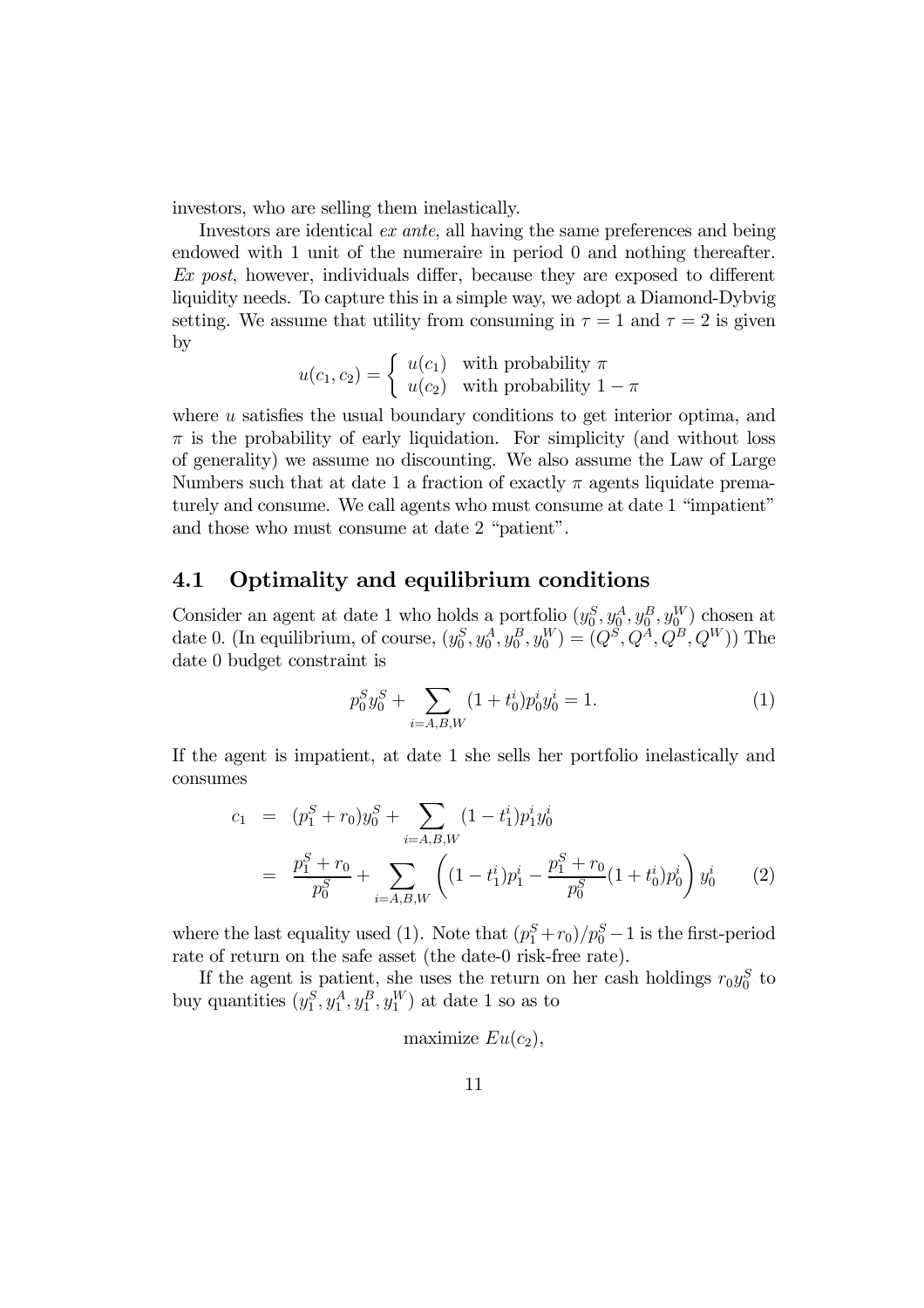investors, who are selling them inelastically.

Investors are identical *ex ante*, all having the same preferences and being endowed with 1 unit of the numeraire in period 0 and nothing thereafter. *Ex post*, however, individuals differ, because they are exposed to different liquidity needs. To capture this in a simple way, we adopt a Diamond-Dybvig setting. We assume that utility from consuming in $\tau = 1$ and $\tau = 2$ is given by

$$u(c_1, c_2) = \begin{cases} u(c_1) & \text{with probability } \pi \\ u(c_2) & \text{with probability } 1 - \pi \end{cases}$$

where $u$ satisfies the usual boundary conditions to get interior optima, and $\pi$ is the probability of early liquidation. For simplicity (and without loss of generality) we assume no discounting. We also assume the Law of Large Numbers such that at date 1 a fraction of exactly $\pi$ agents liquidate prematurely and consume. We call agents who must consume at date 1 "impatient" and those who must consume at date 2 "patient".

## 4.1 Optimality and equilibrium conditions

Consider an agent at date 1 who holds a portfolio $(y_0^S, y_0^A, y_0^B, y_0^W)$ chosen at date 0. (In equilibrium, of course, $(y_0^S, y_0^A, y_0^B, y_0^W) = (Q^S, Q^A, Q^B, Q^W)$) The date 0 budget constraint is

$$p_0^S y_0^S + \sum_{i=A,B,W} (1 + t_0^i) p_0^i y_0^i = 1. \tag{1}$$

If the agent is impatient, at date 1 she sells her portfolio inelastically and consumes

$$\begin{aligned} c_1 &= (p_1^S + r_0) y_0^S + \sum_{i=A,B,W} (1 - t_1^i) p_1^i y_0^i \\ &= \frac{p_1^S + r_0}{p_0^S} + \sum_{i=A,B,W} \left( (1 - t_1^i) p_1^i - \frac{p_1^S + r_0}{p_0^S} (1 + t_0^i) p_0^i \right) y_0^i \end{aligned} \tag{2}$$

where the last equality used (1). Note that $(p_1^S + r_0)/p_0^S - 1$ is the first-period rate of return on the safe asset (the date-0 risk-free rate).

If the agent is patient, she uses the return on her cash holdings $r_0 y_0^S$ to buy quantities $(y_1^S, y_1^A, y_1^B, y_1^W)$ at date 1 so as to

$$\text{maximize } Eu(c_2),$$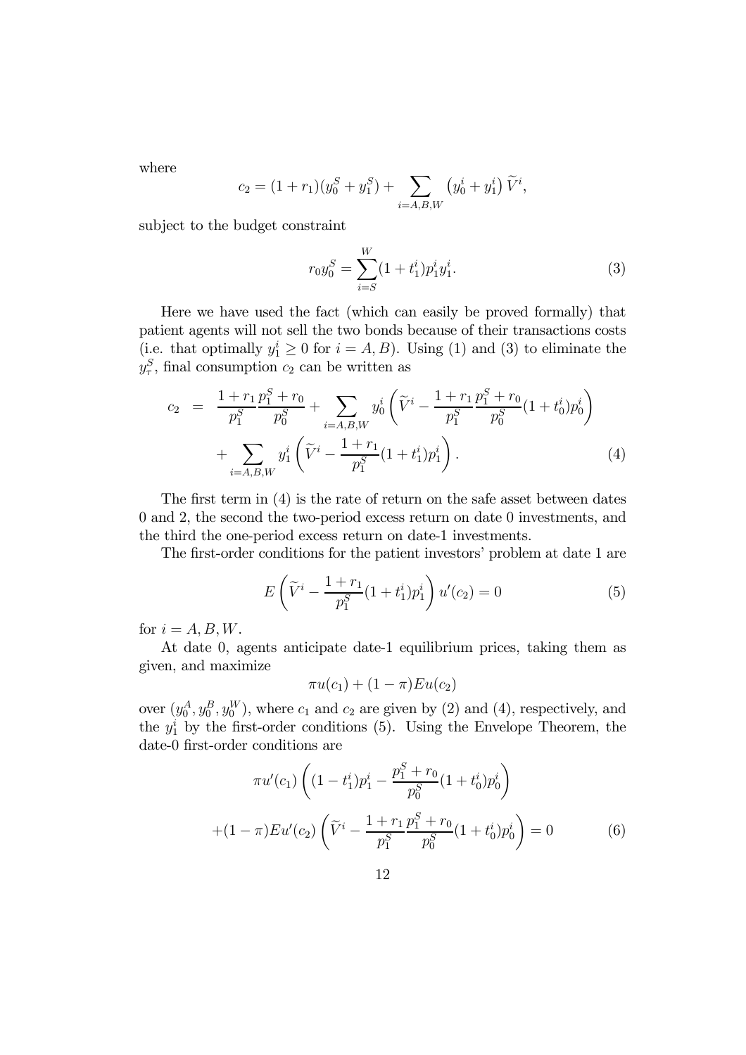where

$$c_2 = (1 + r_1)(y_0^S + y_1^S) + \sum_{i=A,B,W} \left(y_0^i + y_1^i\right) \widetilde{V}^i,$$

subject to the budget constraint

$$r_0 y_0^S = \sum_{i=S}^{W} (1 + t_1^i) p_1^i y_1^i. \tag{3}$$

Here we have used the fact (which can easily be proved formally) that patient agents will not sell the two bonds because of their transactions costs (i.e. that optimally $y_1^i \geq 0$ for $i = A, B$). Using (1) and (3) to eliminate the $y_\tau^S$, final consumption $c_2$ can be written as

$$\begin{aligned} c_2 &= \frac{1 + r_1}{p_1^S} \frac{p_1^S + r_0}{p_0^S} + \sum_{i=A,B,W} y_0^i \left( \widetilde{V}^i - \frac{1 + r_1}{p_1^S} \frac{p_1^S + r_0}{p_0^S} (1 + t_0^i) p_0^i \right) \\ &\quad + \sum_{i=A,B,W} y_1^i \left( \widetilde{V}^i - \frac{1 + r_1}{p_1^S} (1 + t_1^i) p_1^i \right). \end{aligned} \tag{4}$$

The first term in (4) is the rate of return on the safe asset between dates 0 and 2, the second the two-period excess return on date 0 investments, and the third the one-period excess return on date-1 investments.

The first-order conditions for the patient investors' problem at date 1 are

$$E \left( \widetilde{V}^i - \frac{1 + r_1}{p_1^S} (1 + t_1^i) p_1^i \right) u'(c_2) = 0 \tag{5}$$

for $i = A, B, W$.

At date 0, agents anticipate date-1 equilibrium prices, taking them as given, and maximize

$$\pi u(c_1) + (1 - \pi) E u(c_2)$$

over $(y_0^A, y_0^B, y_0^W)$, where $c_1$ and $c_2$ are given by (2) and (4), respectively, and the $y_1^i$ by the first-order conditions (5). Using the Envelope Theorem, the date-0 first-order conditions are

$$\begin{aligned} &\pi u'(c_1) \left( (1 - t_1^i) p_1^i - \frac{p_1^S + r_0}{p_0^S} (1 + t_0^i) p_0^i \right) \\ &+ (1 - \pi) E u'(c_2) \left( \widetilde{V}^i - \frac{1 + r_1}{p_1^S} \frac{p_1^S + r_0}{p_0^S} (1 + t_0^i) p_0^i \right) = 0 \end{aligned} \tag{6}$$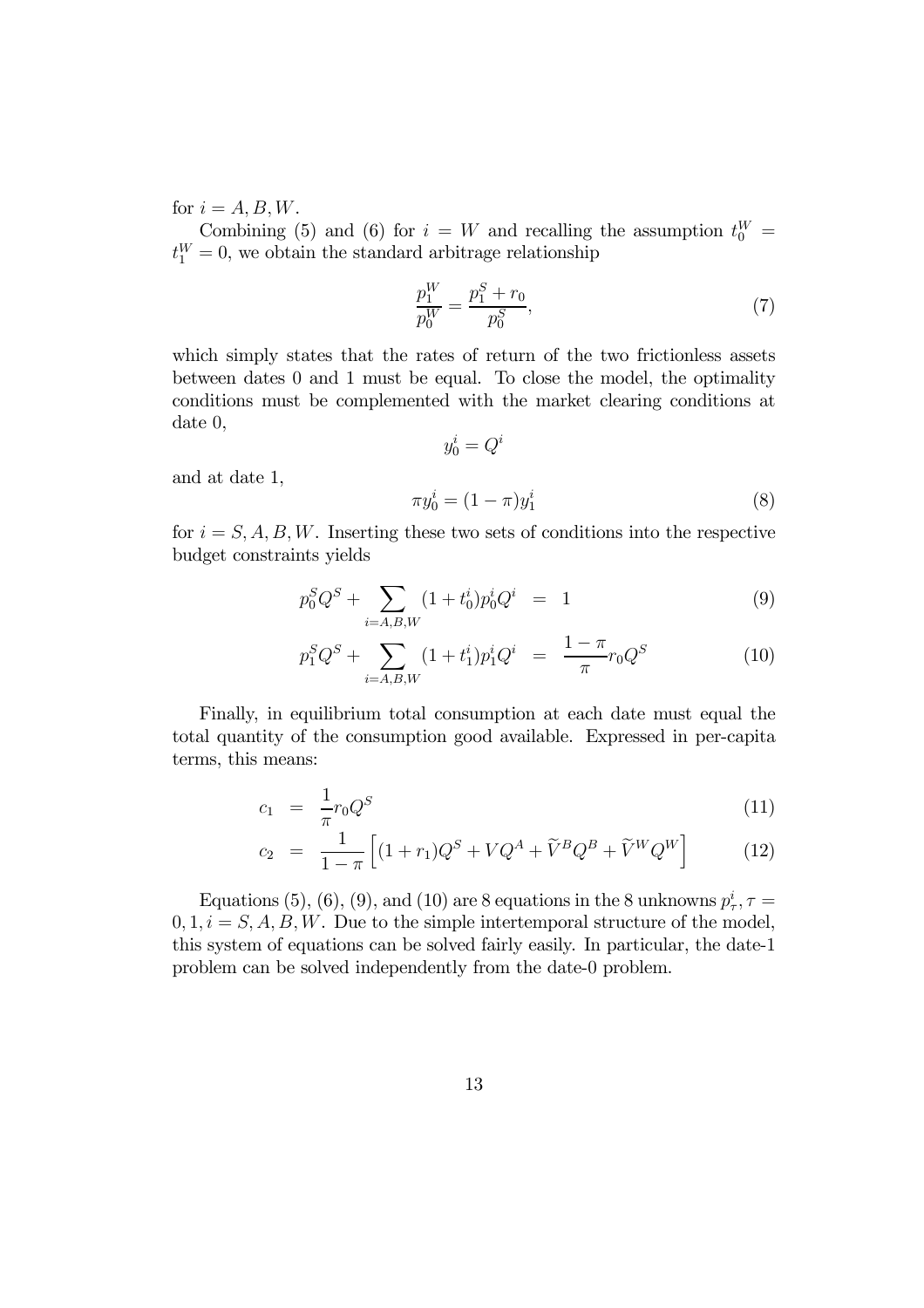for $i = A, B, W$.

Combining (5) and (6) for $i = W$ and recalling the assumption $t_0^W = t_1^W = 0$, we obtain the standard arbitrage relationship

$$\frac{p_1^W}{p_0^W} = \frac{p_1^S + r_0}{p_0^S}, \tag{7}$$

which simply states that the rates of return of the two frictionless assets between dates 0 and 1 must be equal. To close the model, the optimality conditions must be complemented with the market clearing conditions at date 0,

$$y_0^i = Q^i$$

and at date 1,

$$\pi y_0^i = (1 - \pi) y_1^i \tag{8}$$

for $i = S, A, B, W$. Inserting these two sets of conditions into the respective budget constraints yields

$$p_0^S Q^S + \sum_{i=A,B,W} (1 + t_0^i) p_0^i Q^i = 1 \tag{9}$$

$$p_1^S Q^S + \sum_{i=A,B,W} (1 + t_1^i) p_1^i Q^i = \frac{1 - \pi}{\pi} r_0 Q^S \tag{10}$$

Finally, in equilibrium total consumption at each date must equal the total quantity of the consumption good available. Expressed in per-capita terms, this means:

$$c_1 = \frac{1}{\pi} r_0 Q^S \tag{11}$$

$$c_2 = \frac{1}{1 - \pi} \left[ (1 + r_1) Q^S + V Q^A + \widetilde{V}^B Q^B + \widetilde{V}^W Q^W \right] \tag{12}$$

Equations (5), (6), (9), and (10) are 8 equations in the 8 unknowns $p_\tau^i, \tau = 0, 1, i = S, A, B, W$. Due to the simple intertemporal structure of the model, this system of equations can be solved fairly easily. In particular, the date-1 problem can be solved independently from the date-0 problem.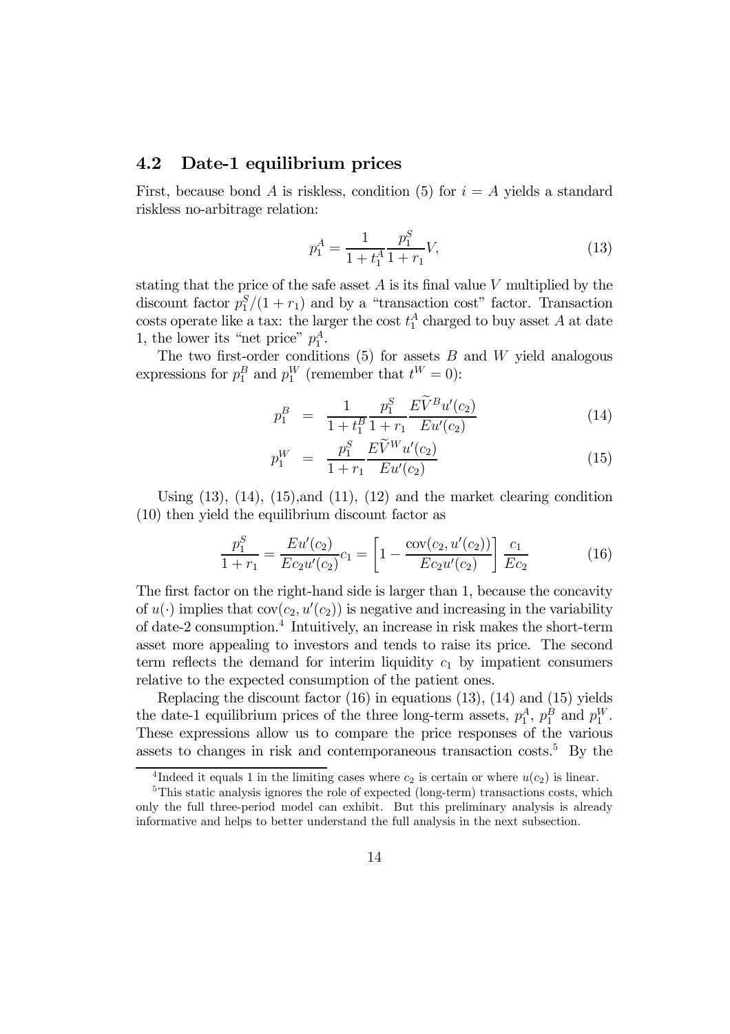## 4.2 Date-1 equilibrium prices

First, because bond $A$ is riskless, condition (5) for $i = A$ yields a standard riskless no-arbitrage relation:

$$p_1^A = \frac{1}{1 + t_1^A} \frac{p_1^S}{1 + r_1} V, \tag{13}$$

stating that the price of the safe asset $A$ is its final value $V$ multiplied by the discount factor $p_1^S/(1 + r_1)$ and by a "transaction cost" factor. Transaction costs operate like a tax: the larger the cost $t_1^A$ charged to buy asset $A$ at date 1, the lower its "net price" $p_1^A$.

The two first-order conditions (5) for assets $B$ and $W$ yield analogous expressions for $p_1^B$ and $p_1^W$ (remember that $t^W = 0$):

$$p_1^B = \frac{1}{1 + t_1^B} \frac{p_1^S}{1 + r_1} \frac{E\widetilde{V}^B u'(c_2)}{Eu'(c_2)} \tag{14}$$

$$p_1^W = \frac{p_1^S}{1 + r_1} \frac{E\widetilde{V}^W u'(c_2)}{Eu'(c_2)} \tag{15}$$

Using (13), (14), (15),and (11), (12) and the market clearing condition (10) then yield the equilibrium discount factor as

$$\frac{p_1^S}{1 + r_1} = \frac{Eu'(c_2)}{Ec_2 u'(c_2)} c_1 = \left[1 - \frac{\text{cov}(c_2, u'(c_2))}{Ec_2 u'(c_2)}\right] \frac{c_1}{Ec_2} \tag{16}$$

The first factor on the right-hand side is larger than 1, because the concavity of $u(\cdot)$ implies that $\text{cov}(c_2, u'(c_2))$ is negative and increasing in the variability of date-2 consumption.[4] Intuitively, an increase in risk makes the short-term asset more appealing to investors and tends to raise its price. The second term reflects the demand for interim liquidity $c_1$ by impatient consumers relative to the expected consumption of the patient ones.

Replacing the discount factor (16) in equations (13), (14) and (15) yields the date-1 equilibrium prices of the three long-term assets, $p_1^A$, $p_1^B$ and $p_1^W$. These expressions allow us to compare the price responses of the various assets to changes in risk and contemporaneous transaction costs.[5] By the

[4] Indeed it equals 1 in the limiting cases where $c_2$ is certain or where $u(c_2)$ is linear.

[5] This static analysis ignores the role of expected (long-term) transactions costs, which only the full three-period model can exhibit. But this preliminary analysis is already informative and helps to better understand the full analysis in the next subsection.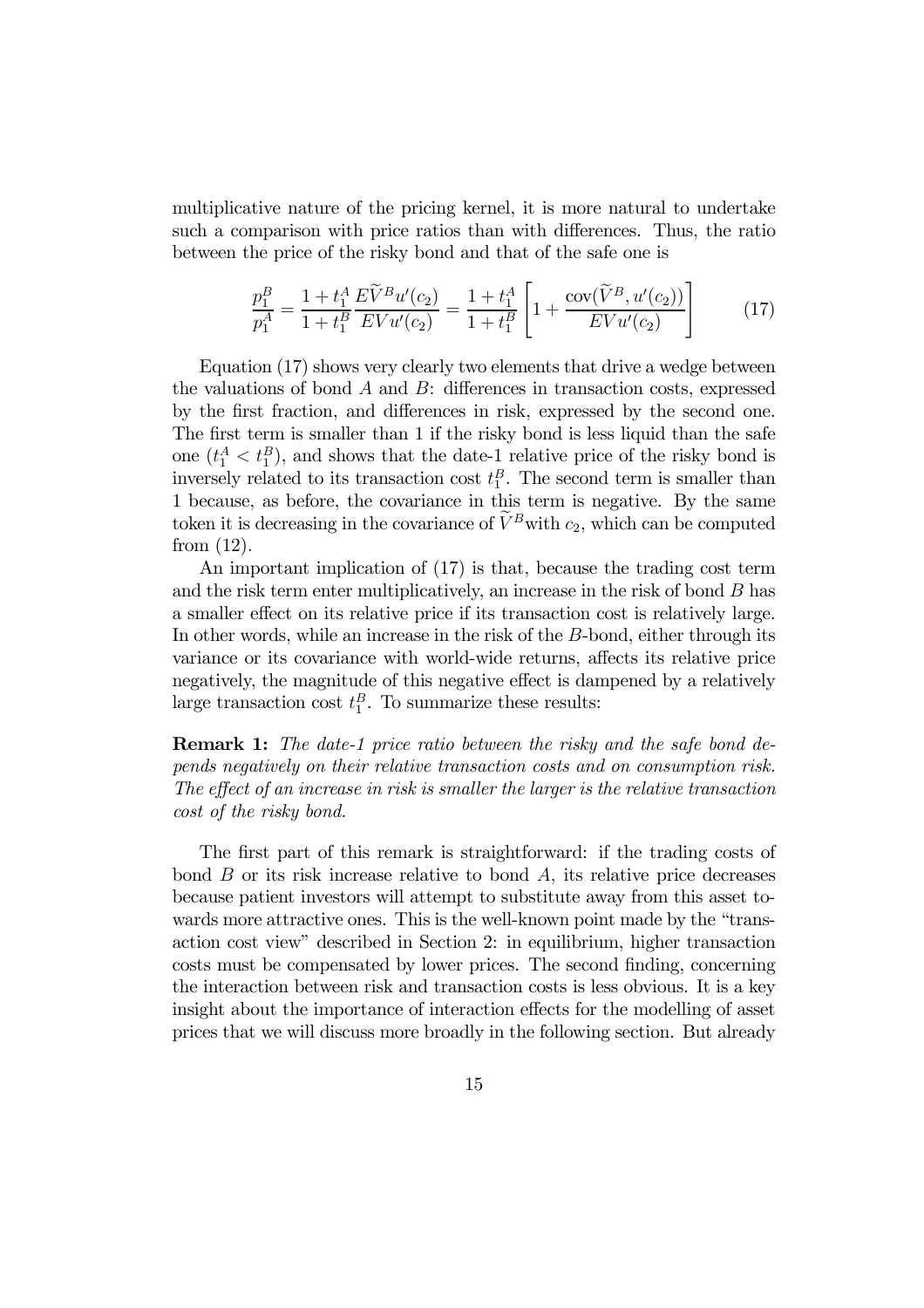multiplicative nature of the pricing kernel, it is more natural to undertake such a comparison with price ratios than with differences. Thus, the ratio between the price of the risky bond and that of the safe one is

$$\frac{p_1^B}{p_1^A} = \frac{1+t_1^A}{1+t_1^B}\frac{E\widetilde{V}^B u'(c_2)}{EVu'(c_2)} = \frac{1+t_1^A}{1+t_1^B}\left[1+\frac{\text{cov}(\widetilde{V}^B, u'(c_2))}{EVu'(c_2)}\right] \tag{17}$$

Equation (17) shows very clearly two elements that drive a wedge between the valuations of bond $A$ and $B$: differences in transaction costs, expressed by the first fraction, and differences in risk, expressed by the second one. The first term is smaller than 1 if the risky bond is less liquid than the safe one ($t_1^A < t_1^B$), and shows that the date-1 relative price of the risky bond is inversely related to its transaction cost $t_1^B$. The second term is smaller than 1 because, as before, the covariance in this term is negative. By the same token it is decreasing in the covariance of $\widetilde{V}^B$with $c_2$, which can be computed from (12).

An important implication of (17) is that, because the trading cost term and the risk term enter multiplicatively, an increase in the risk of bond $B$ has a smaller effect on its relative price if its transaction cost is relatively large. In other words, while an increase in the risk of the $B$-bond, either through its variance or its covariance with world-wide returns, affects its relative price negatively, the magnitude of this negative effect is dampened by a relatively large transaction cost $t_1^B$. To summarize these results:

**Remark 1:** *The date-1 price ratio between the risky and the safe bond depends negatively on their relative transaction costs and on consumption risk. The effect of an increase in risk is smaller the larger is the relative transaction cost of the risky bond.*

The first part of this remark is straightforward: if the trading costs of bond $B$ or its risk increase relative to bond $A$, its relative price decreases because patient investors will attempt to substitute away from this asset towards more attractive ones. This is the well-known point made by the "transaction cost view" described in Section 2: in equilibrium, higher transaction costs must be compensated by lower prices. The second finding, concerning the interaction between risk and transaction costs is less obvious. It is a key insight about the importance of interaction effects for the modelling of asset prices that we will discuss more broadly in the following section. But already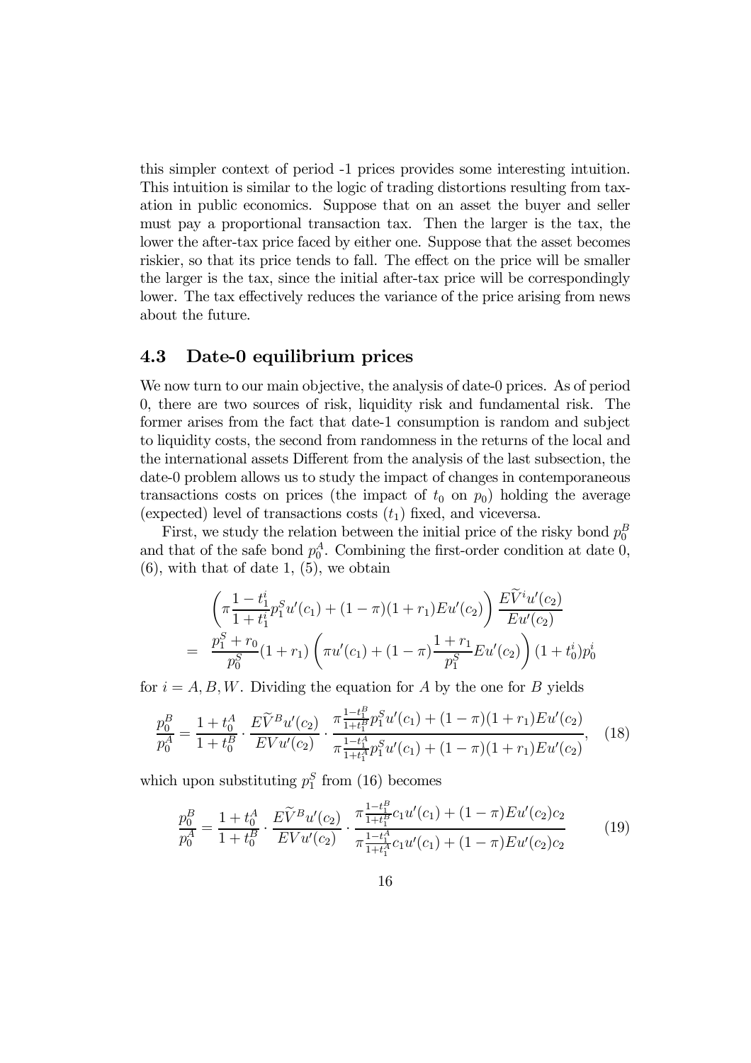this simpler context of period -1 prices provides some interesting intuition. This intuition is similar to the logic of trading distortions resulting from taxation in public economics. Suppose that on an asset the buyer and seller must pay a proportional transaction tax. Then the larger is the tax, the lower the after-tax price faced by either one. Suppose that the asset becomes riskier, so that its price tends to fall. The effect on the price will be smaller the larger is the tax, since the initial after-tax price will be correspondingly lower. The tax effectively reduces the variance of the price arising from news about the future.

### 4.3 Date-0 equilibrium prices

We now turn to our main objective, the analysis of date-0 prices. As of period 0, there are two sources of risk, liquidity risk and fundamental risk. The former arises from the fact that date-1 consumption is random and subject to liquidity costs, the second from randomness in the returns of the local and the international assets Different from the analysis of the last subsection, the date-0 problem allows us to study the impact of changes in contemporaneous transactions costs on prices (the impact of $t_0$ on $p_0$) holding the average (expected) level of transactions costs ($t_1$) fixed, and viceversa.

First, we study the relation between the initial price of the risky bond $p_0^B$ and that of the safe bond $p_0^A$. Combining the first-order condition at date 0, (6), with that of date 1, (5), we obtain

$$
\begin{aligned}
& \left(\pi\frac{1-t_1^i}{1+t_1^i}p_1^S u'(c_1) + (1-\pi)(1+r_1)Eu'(c_2)\right)\frac{E\widetilde{V}^i u'(c_2)}{Eu'(c_2)} \\
= \; & \frac{p_1^S + r_0}{p_0^S}(1+r_1)\left(\pi u'(c_1) + (1-\pi)\frac{1+r_1}{p_1^S}Eu'(c_2)\right)(1+t_0^i)p_0^i
\end{aligned}
$$

for $i = A, B, W$. Dividing the equation for $A$ by the one for $B$ yields

$$
\frac{p_0^B}{p_0^A} = \frac{1+t_0^A}{1+t_0^B}\cdot\frac{E\widetilde{V}^B u'(c_2)}{EVu'(c_2)}\cdot\frac{\pi\frac{1-t_1^B}{1+t_1^B}p_1^S u'(c_1) + (1-\pi)(1+r_1)Eu'(c_2)}{\pi\frac{1-t_1^A}{1+t_1^A}p_1^S u'(c_1) + (1-\pi)(1+r_1)Eu'(c_2)}, \quad (18)
$$

which upon substituting $p_1^S$ from (16) becomes

$$
\frac{p_0^B}{p_0^A} = \frac{1+t_0^A}{1+t_0^B}\cdot\frac{E\widetilde{V}^B u'(c_2)}{EVu'(c_2)}\cdot\frac{\pi\frac{1-t_1^B}{1+t_1^B}c_1 u'(c_1) + (1-\pi)Eu'(c_2)c_2}{\pi\frac{1-t_1^A}{1+t_1^A}c_1 u'(c_1) + (1-\pi)Eu'(c_2)c_2} \quad (19)
$$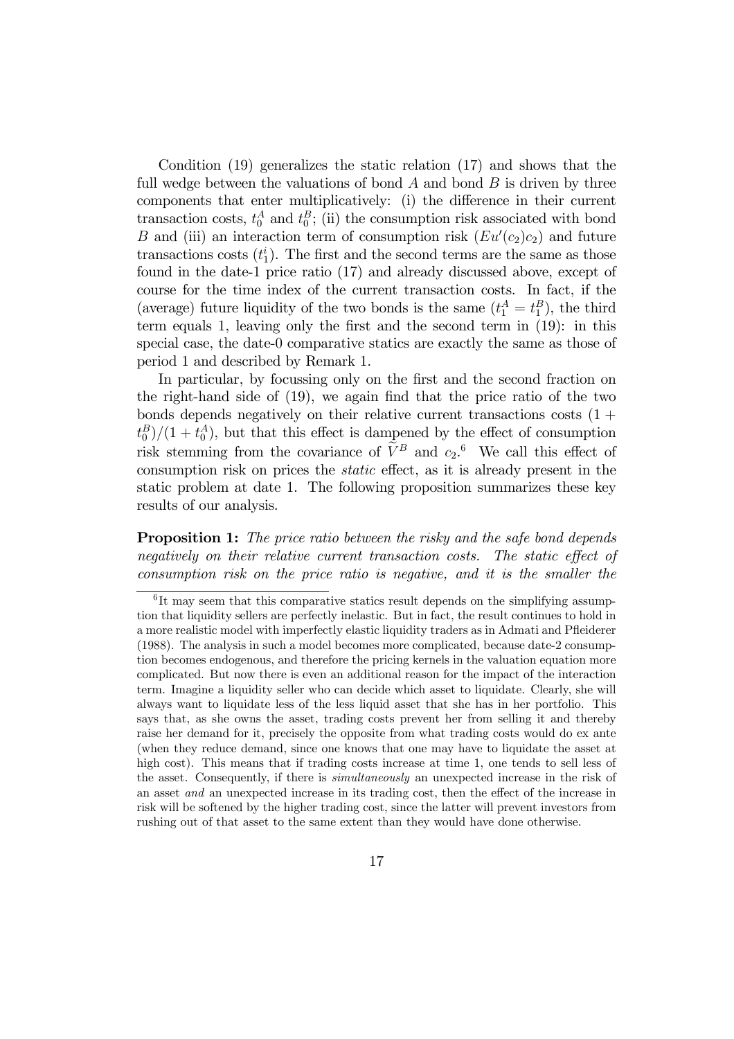Condition (19) generalizes the static relation (17) and shows that the full wedge between the valuations of bond $A$ and bond $B$ is driven by three components that enter multiplicatively: (i) the difference in their current transaction costs, $t_0^A$ and $t_0^B$; (ii) the consumption risk associated with bond $B$ and (iii) an interaction term of consumption risk ($Eu'(c_2)c_2$) and future transactions costs ($t_1^i$). The first and the second terms are the same as those found in the date-1 price ratio (17) and already discussed above, except of course for the time index of the current transaction costs. In fact, if the (average) future liquidity of the two bonds is the same ($t_1^A = t_1^B$), the third term equals 1, leaving only the first and the second term in (19): in this special case, the date-0 comparative statics are exactly the same as those of period 1 and described by Remark 1.

In particular, by focussing only on the first and the second fraction on the right-hand side of (19), we again find that the price ratio of the two bonds depends negatively on their relative current transactions costs $(1 + t_0^B)/(1 + t_0^A)$, but that this effect is dampened by the effect of consumption risk stemming from the covariance of $\widetilde{V}^B$ and $c_2$.[6] We call this effect of consumption risk on prices the *static* effect, as it is already present in the static problem at date 1. The following proposition summarizes these key results of our analysis.

**Proposition 1:** *The price ratio between the risky and the safe bond depends negatively on their relative current transaction costs. The static effect of consumption risk on the price ratio is negative, and it is the smaller the*

[6] It may seem that this comparative statics result depends on the simplifying assumption that liquidity sellers are perfectly inelastic. But in fact, the result continues to hold in a more realistic model with imperfectly elastic liquidity traders as in Admati and Pfleiderer (1988). The analysis in such a model becomes more complicated, because date-2 consumption becomes endogenous, and therefore the pricing kernels in the valuation equation more complicated. But now there is even an additional reason for the impact of the interaction term. Imagine a liquidity seller who can decide which asset to liquidate. Clearly, she will always want to liquidate less of the less liquid asset that she has in her portfolio. This says that, as she owns the asset, trading costs prevent her from selling it and thereby raise her demand for it, precisely the opposite from what trading costs would do ex ante (when they reduce demand, since one knows that one may have to liquidate the asset at high cost). This means that if trading costs increase at time 1, one tends to sell less of the asset. Consequently, if there is *simultaneously* an unexpected increase in the risk of an asset *and* an unexpected increase in its trading cost, then the effect of the increase in risk will be softened by the higher trading cost, since the latter will prevent investors from rushing out of that asset to the same extent than they would have done otherwise.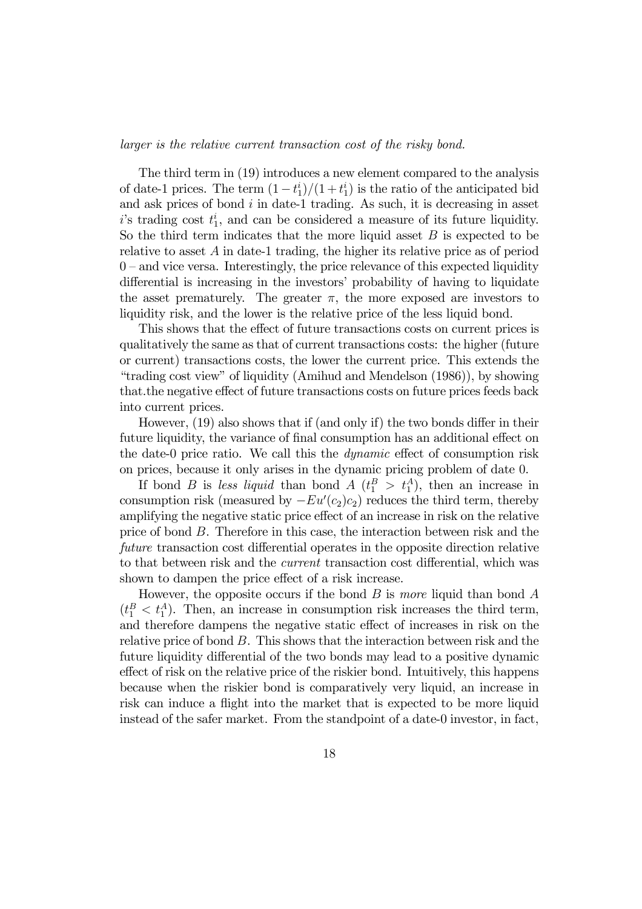*larger is the relative current transaction cost of the risky bond.*

The third term in (19) introduces a new element compared to the analysis of date-1 prices. The term $(1 - t_1^i)/(1 + t_1^i)$ is the ratio of the anticipated bid and ask prices of bond $i$ in date-1 trading. As such, it is decreasing in asset $i$'s trading cost $t_1^i$, and can be considered a measure of its future liquidity. So the third term indicates that the more liquid asset $B$ is expected to be relative to asset $A$ in date-1 trading, the higher its relative price as of period 0 – and vice versa. Interestingly, the price relevance of this expected liquidity differential is increasing in the investors' probability of having to liquidate the asset prematurely. The greater $\pi$, the more exposed are investors to liquidity risk, and the lower is the relative price of the less liquid bond.

This shows that the effect of future transactions costs on current prices is qualitatively the same as that of current transactions costs: the higher (future or current) transactions costs, the lower the current price. This extends the "trading cost view" of liquidity (Amihud and Mendelson (1986)), by showing that.the negative effect of future transactions costs on future prices feeds back into current prices.

However, (19) also shows that if (and only if) the two bonds differ in their future liquidity, the variance of final consumption has an additional effect on the date-0 price ratio. We call this the *dynamic* effect of consumption risk on prices, because it only arises in the dynamic pricing problem of date 0.

If bond $B$ is *less liquid* than bond $A$ ($t_1^B > t_1^A$), then an increase in consumption risk (measured by $-Eu'(c_2)c_2$) reduces the third term, thereby amplifying the negative static price effect of an increase in risk on the relative price of bond $B$. Therefore in this case, the interaction between risk and the *future* transaction cost differential operates in the opposite direction relative to that between risk and the *current* transaction cost differential, which was shown to dampen the price effect of a risk increase.

However, the opposite occurs if the bond $B$ is *more* liquid than bond $A$ ($t_1^B < t_1^A$). Then, an increase in consumption risk increases the third term, and therefore dampens the negative static effect of increases in risk on the relative price of bond $B$. This shows that the interaction between risk and the future liquidity differential of the two bonds may lead to a positive dynamic effect of risk on the relative price of the riskier bond. Intuitively, this happens because when the riskier bond is comparatively very liquid, an increase in risk can induce a flight into the market that is expected to be more liquid instead of the safer market. From the standpoint of a date-0 investor, in fact,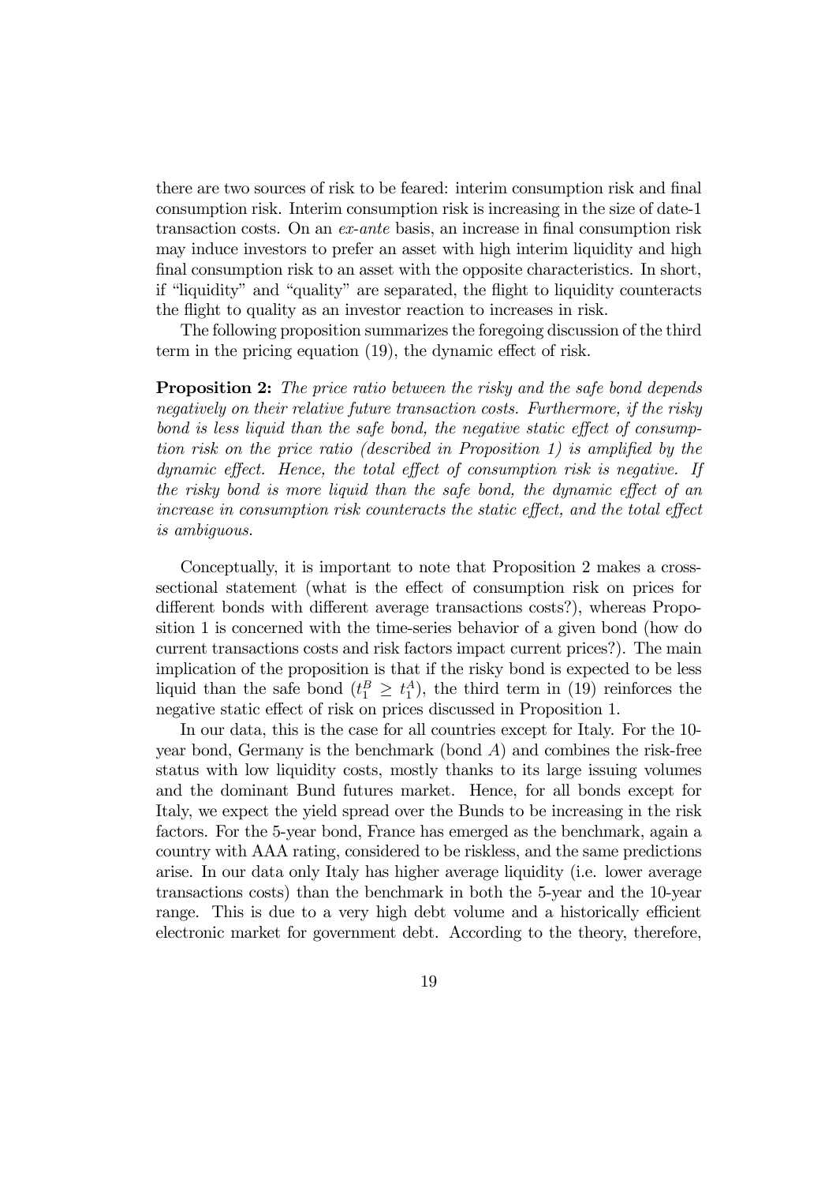there are two sources of risk to be feared: interim consumption risk and final consumption risk. Interim consumption risk is increasing in the size of date-1 transaction costs. On an *ex-ante* basis, an increase in final consumption risk may induce investors to prefer an asset with high interim liquidity and high final consumption risk to an asset with the opposite characteristics. In short, if "liquidity" and "quality" are separated, the flight to liquidity counteracts the flight to quality as an investor reaction to increases in risk.

The following proposition summarizes the foregoing discussion of the third term in the pricing equation (19), the dynamic effect of risk.

**Proposition 2:** *The price ratio between the risky and the safe bond depends negatively on their relative future transaction costs. Furthermore, if the risky bond is less liquid than the safe bond, the negative static effect of consumption risk on the price ratio (described in Proposition 1) is amplified by the dynamic effect. Hence, the total effect of consumption risk is negative. If the risky bond is more liquid than the safe bond, the dynamic effect of an increase in consumption risk counteracts the static effect, and the total effect is ambiguous.*

Conceptually, it is important to note that Proposition 2 makes a cross-sectional statement (what is the effect of consumption risk on prices for different bonds with different average transactions costs?), whereas Proposition 1 is concerned with the time-series behavior of a given bond (how do current transactions costs and risk factors impact current prices?). The main implication of the proposition is that if the risky bond is expected to be less liquid than the safe bond ($t_1^B \geq t_1^A$), the third term in (19) reinforces the negative static effect of risk on prices discussed in Proposition 1.

In our data, this is the case for all countries except for Italy. For the 10-year bond, Germany is the benchmark (bond $A$) and combines the risk-free status with low liquidity costs, mostly thanks to its large issuing volumes and the dominant Bund futures market. Hence, for all bonds except for Italy, we expect the yield spread over the Bunds to be increasing in the risk factors. For the 5-year bond, France has emerged as the benchmark, again a country with AAA rating, considered to be riskless, and the same predictions arise. In our data only Italy has higher average liquidity (i.e. lower average transactions costs) than the benchmark in both the 5-year and the 10-year range. This is due to a very high debt volume and a historically efficient electronic market for government debt. According to the theory, therefore,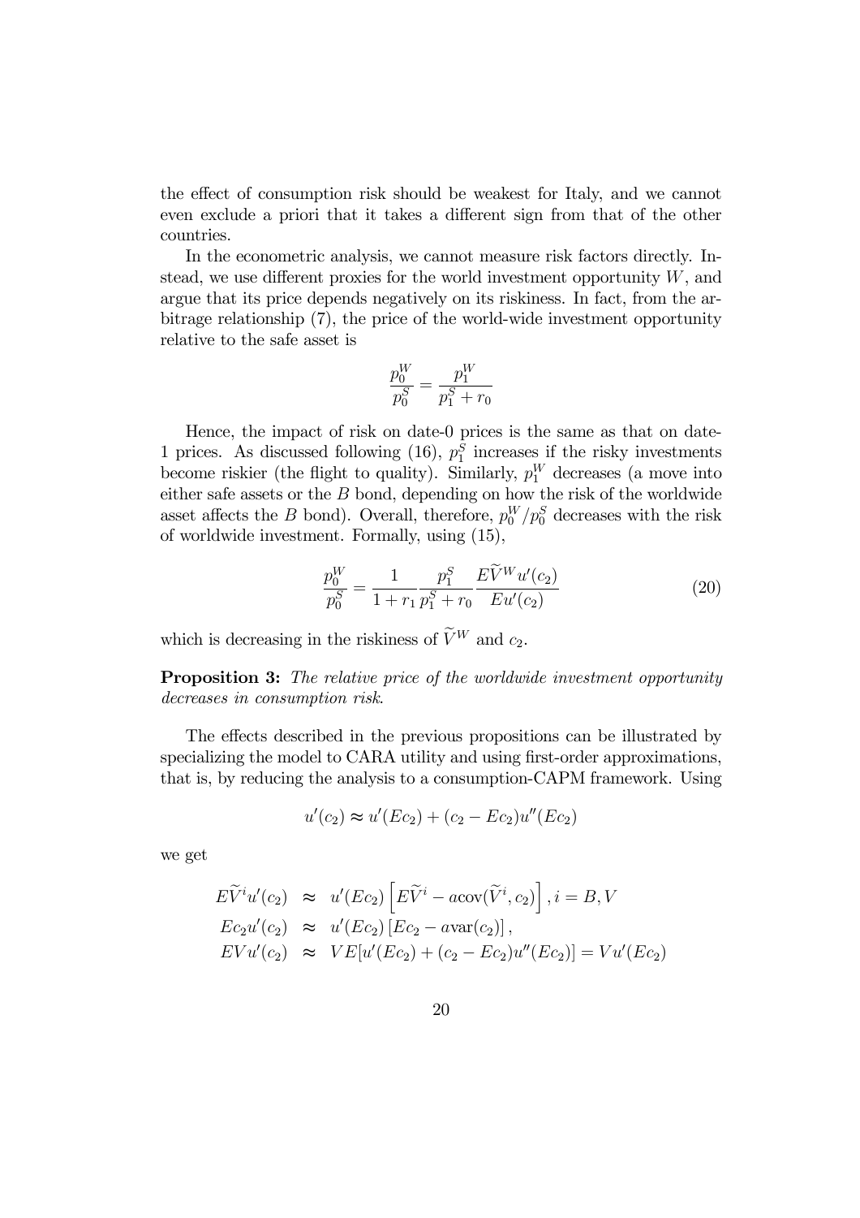the effect of consumption risk should be weakest for Italy, and we cannot even exclude a priori that it takes a different sign from that of the other countries.

In the econometric analysis, we cannot measure risk factors directly. Instead, we use different proxies for the world investment opportunity $W$, and argue that its price depends negatively on its riskiness. In fact, from the arbitrage relationship (7), the price of the world-wide investment opportunity relative to the safe asset is

$$\frac{p_0^W}{p_0^S} = \frac{p_1^W}{p_1^S + r_0}$$

Hence, the impact of risk on date-0 prices is the same as that on date-1 prices. As discussed following (16), $p_1^S$ increases if the risky investments become riskier (the flight to quality). Similarly, $p_1^W$ decreases (a move into either safe assets or the $B$ bond, depending on how the risk of the worldwide asset affects the $B$ bond). Overall, therefore, $p_0^W/p_0^S$ decreases with the risk of worldwide investment. Formally, using (15),

$$\frac{p_0^W}{p_0^S} = \frac{1}{1+r_1} \frac{p_1^S}{p_1^S + r_0} \frac{E\widetilde{V}^W u'(c_2)}{Eu'(c_2)} \tag{20}$$

which is decreasing in the riskiness of $\widetilde{V}^W$ and $c_2$.

**Proposition 3:** *The relative price of the worldwide investment opportunity decreases in consumption risk.*

The effects described in the previous propositions can be illustrated by specializing the model to CARA utility and using first-order approximations, that is, by reducing the analysis to a consumption-CAPM framework. Using

$$u'(c_2) \approx u'(Ec_2) + (c_2 - Ec_2)u''(Ec_2)$$

we get

$$\begin{aligned}
E\widetilde{V}^i u'(c_2) &\approx u'(Ec_2)\left[E\widetilde{V}^i - a\mathrm{cov}(\widetilde{V}^i, c_2)\right], i = B, V \\
Ec_2 u'(c_2) &\approx u'(Ec_2)\left[Ec_2 - a\mathrm{var}(c_2)\right], \\
EVu'(c_2) &\approx VE[u'(Ec_2) + (c_2 - Ec_2)u''(Ec_2)] = Vu'(Ec_2)
\end{aligned}$$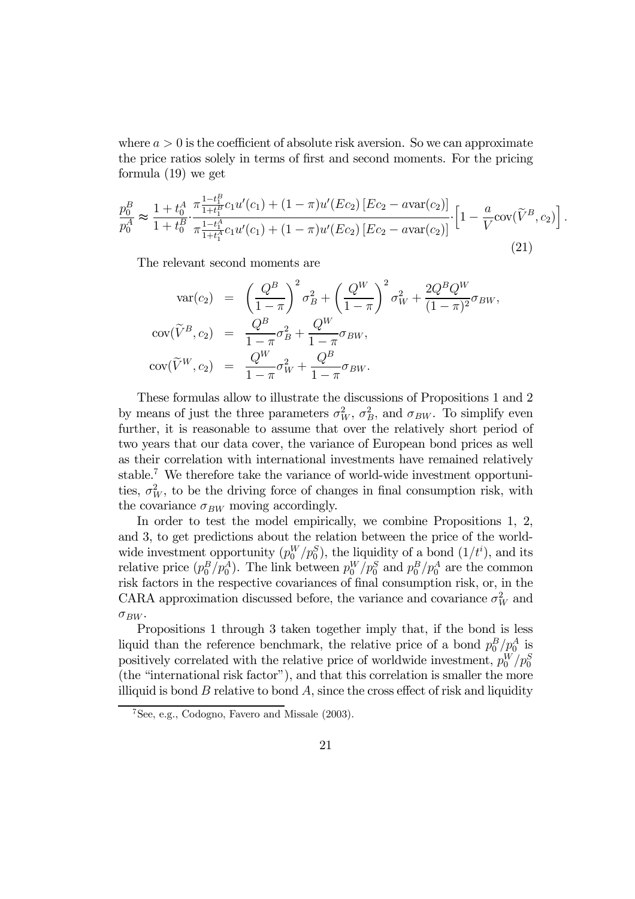where $a > 0$ is the coefficient of absolute risk aversion. So we can approximate the price ratios solely in terms of first and second moments. For the pricing formula (19) we get

$$\frac{p_0^B}{p_0^A} \approx \frac{1+t_0^A}{1+t_0^B} \cdot \frac{\pi \frac{1-t_1^B}{1+t_1^B} c_1 u'(c_1) + (1-\pi) u'(Ec_2) \left[ Ec_2 - a\text{var}(c_2) \right]}{\pi \frac{1-t_1^A}{1+t_1^A} c_1 u'(c_1) + (1-\pi) u'(Ec_2) \left[ Ec_2 - a\text{var}(c_2) \right]} \cdot \left[ 1 - \frac{a}{V} \text{cov}(\widetilde{V}^B, c_2) \right]. \tag{21}$$

The relevant second moments are

$$\begin{aligned}
\text{var}(c_2) &= \left( \frac{Q^B}{1-\pi} \right)^2 \sigma_B^2 + \left( \frac{Q^W}{1-\pi} \right)^2 \sigma_W^2 + \frac{2Q^B Q^W}{(1-\pi)^2} \sigma_{BW}, \\
\text{cov}(\widetilde{V}^B, c_2) &= \frac{Q^B}{1-\pi} \sigma_B^2 + \frac{Q^W}{1-\pi} \sigma_{BW}, \\
\text{cov}(\widetilde{V}^W, c_2) &= \frac{Q^W}{1-\pi} \sigma_W^2 + \frac{Q^B}{1-\pi} \sigma_{BW}.
\end{aligned}$$

These formulas allow to illustrate the discussions of Propositions 1 and 2 by means of just the three parameters $\sigma_W^2$, $\sigma_B^2$, and $\sigma_{BW}$. To simplify even further, it is reasonable to assume that over the relatively short period of two years that our data cover, the variance of European bond prices as well as their correlation with international investments have remained relatively stable.[7] We therefore take the variance of world-wide investment opportunities, $\sigma_W^2$, to be the driving force of changes in final consumption risk, with the covariance $\sigma_{BW}$ moving accordingly.

In order to test the model empirically, we combine Propositions 1, 2, and 3, to get predictions about the relation between the price of the world-wide investment opportunity $(p_0^W/p_0^S)$, the liquidity of a bond $(1/t^i)$, and its relative price $(p_0^B/p_0^A)$. The link between $p_0^W/p_0^S$ and $p_0^B/p_0^A$ are the common risk factors in the respective covariances of final consumption risk, or, in the CARA approximation discussed before, the variance and covariance $\sigma_W^2$ and $\sigma_{BW}$.

Propositions 1 through 3 taken together imply that, if the bond is less liquid than the reference benchmark, the relative price of a bond $p_0^B/p_0^A$ is positively correlated with the relative price of worldwide investment, $p_0^W/p_0^S$ (the "international risk factor"), and that this correlation is smaller the more illiquid is bond $B$ relative to bond $A$, since the cross effect of risk and liquidity

[7] See, e.g., Codogno, Favero and Missale (2003).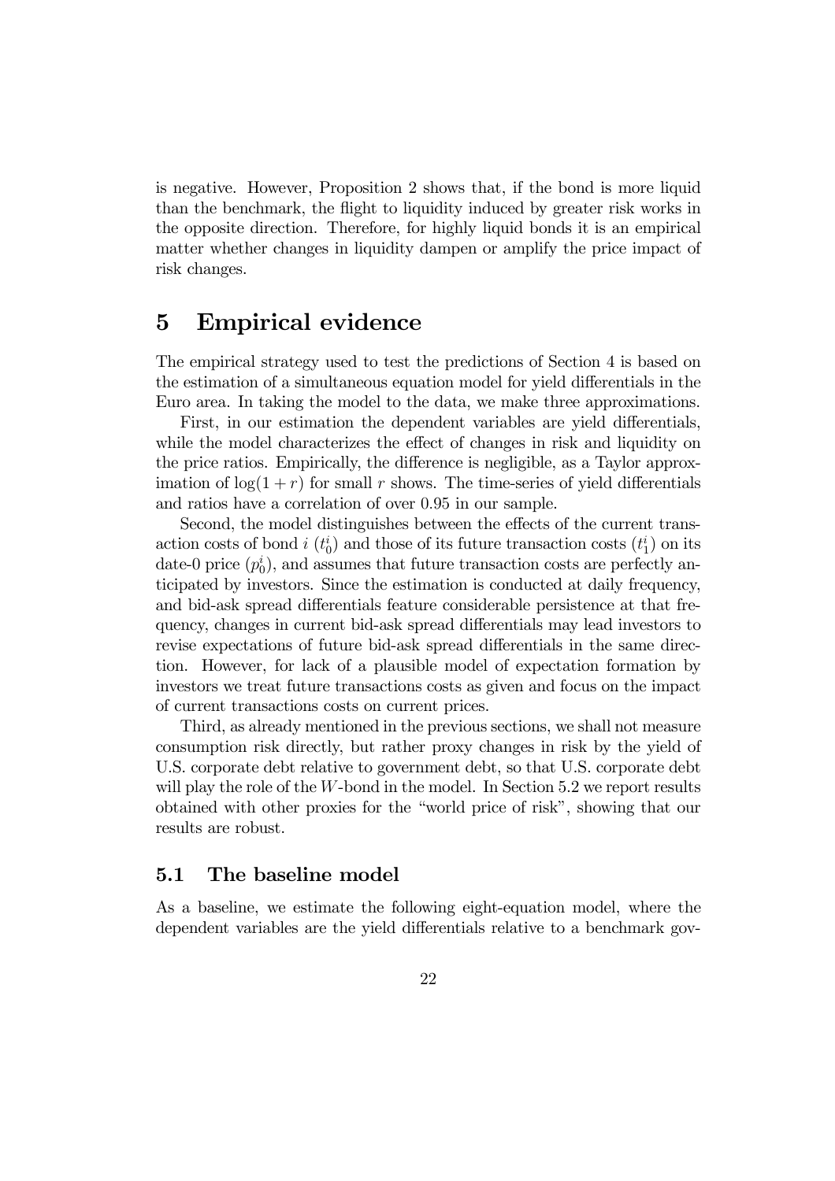is negative. However, Proposition 2 shows that, if the bond is more liquid than the benchmark, the flight to liquidity induced by greater risk works in the opposite direction. Therefore, for highly liquid bonds it is an empirical matter whether changes in liquidity dampen or amplify the price impact of risk changes.

# 5 Empirical evidence

The empirical strategy used to test the predictions of Section 4 is based on the estimation of a simultaneous equation model for yield differentials in the Euro area. In taking the model to the data, we make three approximations.

First, in our estimation the dependent variables are yield differentials, while the model characterizes the effect of changes in risk and liquidity on the price ratios. Empirically, the difference is negligible, as a Taylor approximation of $\log(1 + r)$ for small $r$ shows. The time-series of yield differentials and ratios have a correlation of over 0.95 in our sample.

Second, the model distinguishes between the effects of the current transaction costs of bond $i$ ($t_0^i$) and those of its future transaction costs ($t_1^i$) on its date-0 price ($p_0^i$), and assumes that future transaction costs are perfectly anticipated by investors. Since the estimation is conducted at daily frequency, and bid-ask spread differentials feature considerable persistence at that frequency, changes in current bid-ask spread differentials may lead investors to revise expectations of future bid-ask spread differentials in the same direction. However, for lack of a plausible model of expectation formation by investors we treat future transactions costs as given and focus on the impact of current transactions costs on current prices.

Third, as already mentioned in the previous sections, we shall not measure consumption risk directly, but rather proxy changes in risk by the yield of U.S. corporate debt relative to government debt, so that U.S. corporate debt will play the role of the $W$-bond in the model. In Section 5.2 we report results obtained with other proxies for the "world price of risk", showing that our results are robust.

## 5.1 The baseline model

As a baseline, we estimate the following eight-equation model, where the dependent variables are the yield differentials relative to a benchmark gov-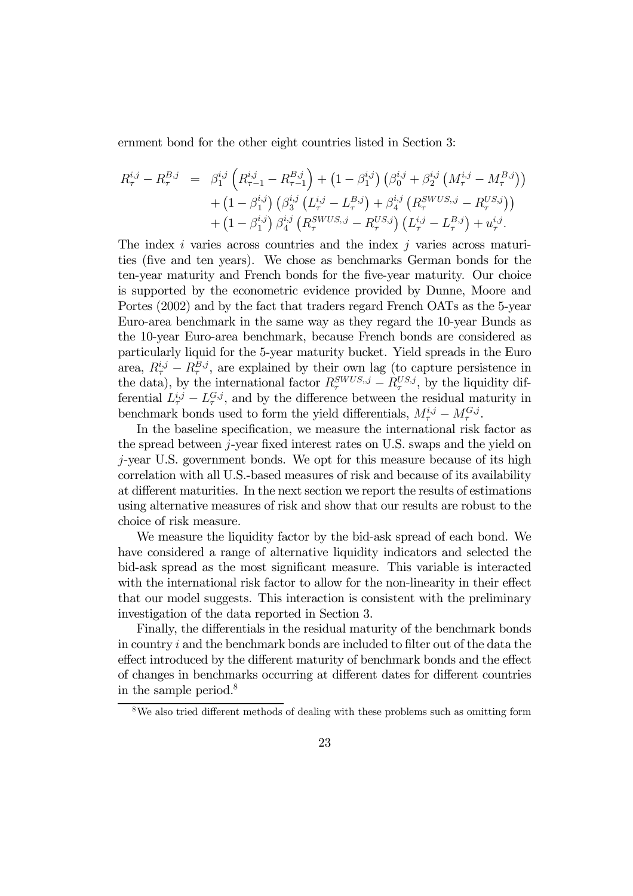ernment bond for the other eight countries listed in Section 3:

$$
\begin{aligned}
R_{\tau}^{i,j} - R_{\tau}^{B,j} &= \beta_1^{i,j}\left(R_{\tau-1}^{i,j} - R_{\tau-1}^{B,j}\right) + \left(1-\beta_1^{i,j}\right)\left(\beta_0^{i,j} + \beta_2^{i,j}\left(M_{\tau}^{i,j} - M_{\tau}^{B,j}\right)\right) \\
&\quad + \left(1-\beta_1^{i,j}\right)\left(\beta_3^{i,j}\left(L_{\tau}^{i,j} - L_{\tau}^{B,j}\right) + \beta_4^{i,j}\left(R_{\tau}^{SWUS,j} - R_{\tau}^{US,j}\right)\right) \\
&\quad + \left(1-\beta_1^{i,j}\right)\beta_4^{i,j}\left(R_{\tau}^{SWUS,j} - R_{\tau}^{US,j}\right)\left(L_{\tau}^{i,j} - L_{\tau}^{B,j}\right) + u_{\tau}^{i,j}.
\end{aligned}
$$

The index $i$ varies across countries and the index $j$ varies across maturities (five and ten years). We chose as benchmarks German bonds for the ten-year maturity and French bonds for the five-year maturity. Our choice is supported by the econometric evidence provided by Dunne, Moore and Portes (2002) and by the fact that traders regard French OATs as the 5-year Euro-area benchmark in the same way as they regard the 10-year Bunds as the 10-year Euro-area benchmark, because French bonds are considered as particularly liquid for the 5-year maturity bucket. Yield spreads in the Euro area, $R_{\tau}^{i,j} - R_{\tau}^{B,j}$, are explained by their own lag (to capture persistence in the data), by the international factor $R_{\tau}^{SWUS,j} - R_{\tau}^{US,j}$, by the liquidity differential $L_{\tau}^{i,j} - L_{\tau}^{G,j}$, and by the difference between the residual maturity in benchmark bonds used to form the yield differentials, $M_{\tau}^{i,j} - M_{\tau}^{G,j}$.

In the baseline specification, we measure the international risk factor as the spread between $j$-year fixed interest rates on U.S. swaps and the yield on $j$-year U.S. government bonds. We opt for this measure because of its high correlation with all U.S.-based measures of risk and because of its availability at different maturities. In the next section we report the results of estimations using alternative measures of risk and show that our results are robust to the choice of risk measure.

We measure the liquidity factor by the bid-ask spread of each bond. We have considered a range of alternative liquidity indicators and selected the bid-ask spread as the most significant measure. This variable is interacted with the international risk factor to allow for the non-linearity in their effect that our model suggests. This interaction is consistent with the preliminary investigation of the data reported in Section 3.

Finally, the differentials in the residual maturity of the benchmark bonds in country $i$ and the benchmark bonds are included to filter out of the data the effect introduced by the different maturity of benchmark bonds and the effect of changes in benchmarks occurring at different dates for different countries in the sample period.[8]

[8] We also tried different methods of dealing with these problems such as omitting form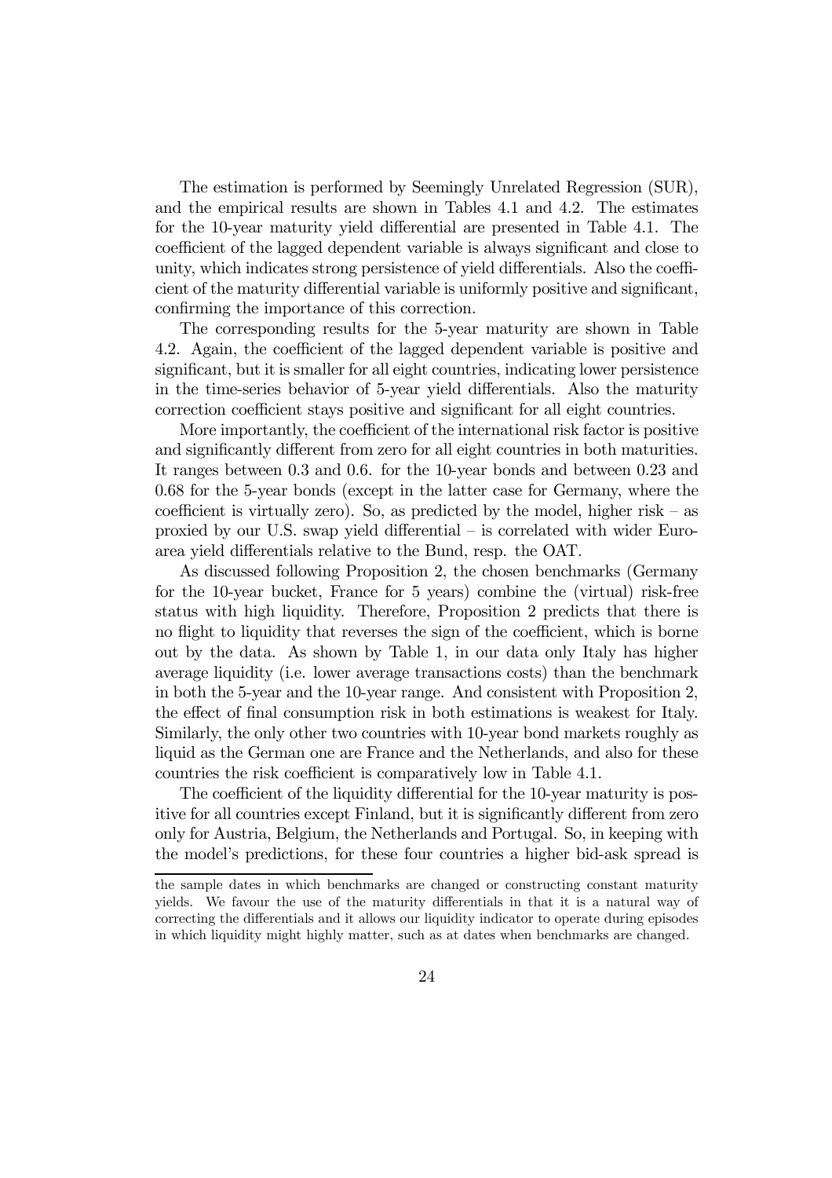The estimation is performed by Seemingly Unrelated Regression (SUR), and the empirical results are shown in Tables 4.1 and 4.2. The estimates for the 10-year maturity yield differential are presented in Table 4.1. The coefficient of the lagged dependent variable is always significant and close to unity, which indicates strong persistence of yield differentials. Also the coefficient of the maturity differential variable is uniformly positive and significant, confirming the importance of this correction.

The corresponding results for the 5-year maturity are shown in Table 4.2. Again, the coefficient of the lagged dependent variable is positive and significant, but it is smaller for all eight countries, indicating lower persistence in the time-series behavior of 5-year yield differentials. Also the maturity correction coefficient stays positive and significant for all eight countries.

More importantly, the coefficient of the international risk factor is positive and significantly different from zero for all eight countries in both maturities. It ranges between 0.3 and 0.6. for the 10-year bonds and between 0.23 and 0.68 for the 5-year bonds (except in the latter case for Germany, where the coefficient is virtually zero). So, as predicted by the model, higher risk – as proxied by our U.S. swap yield differential – is correlated with wider Euro-area yield differentials relative to the Bund, resp. the OAT.

As discussed following Proposition 2, the chosen benchmarks (Germany for the 10-year bucket, France for 5 years) combine the (virtual) risk-free status with high liquidity. Therefore, Proposition 2 predicts that there is no flight to liquidity that reverses the sign of the coefficient, which is borne out by the data. As shown by Table 1, in our data only Italy has higher average liquidity (i.e. lower average transactions costs) than the benchmark in both the 5-year and the 10-year range. And consistent with Proposition 2, the effect of final consumption risk in both estimations is weakest for Italy. Similarly, the only other two countries with 10-year bond markets roughly as liquid as the German one are France and the Netherlands, and also for these countries the risk coefficient is comparatively low in Table 4.1.

The coefficient of the liquidity differential for the 10-year maturity is positive for all countries except Finland, but it is significantly different from zero only for Austria, Belgium, the Netherlands and Portugal. So, in keeping with the model's predictions, for these four countries a higher bid-ask spread is

---

the sample dates in which benchmarks are changed or constructing constant maturity yields. We favour the use of the maturity differentials in that it is a natural way of correcting the differentials and it allows our liquidity indicator to operate during episodes in which liquidity might highly matter, such as at dates when benchmarks are changed.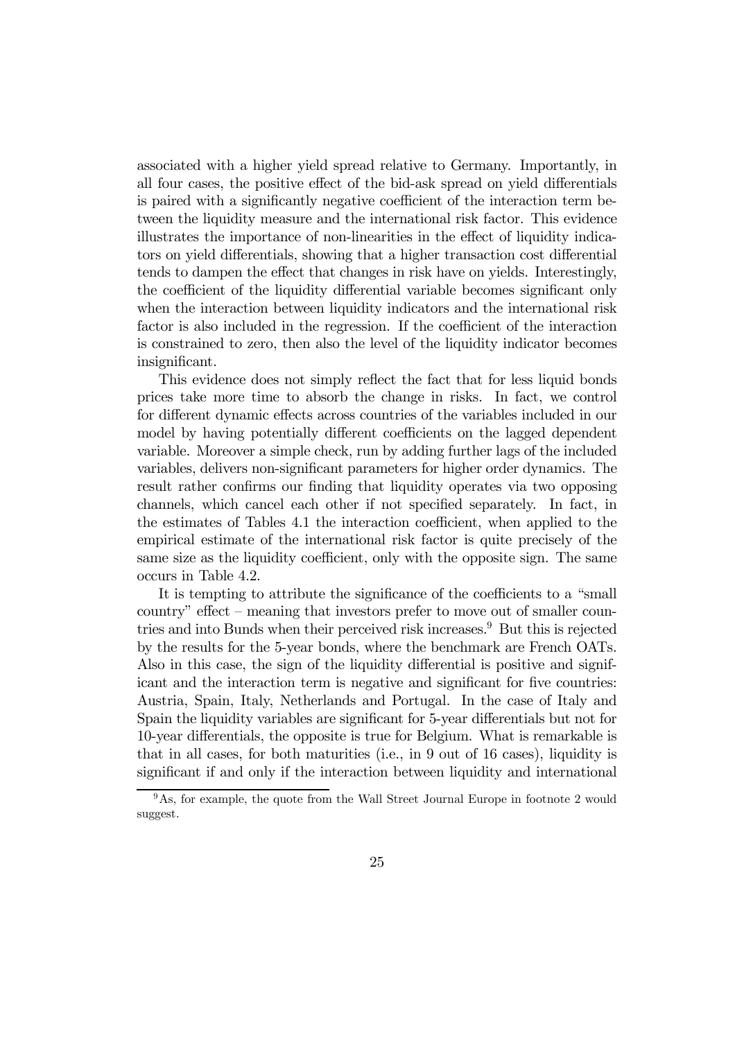associated with a higher yield spread relative to Germany. Importantly, in all four cases, the positive effect of the bid-ask spread on yield differentials is paired with a significantly negative coefficient of the interaction term between the liquidity measure and the international risk factor. This evidence illustrates the importance of non-linearities in the effect of liquidity indicators on yield differentials, showing that a higher transaction cost differential tends to dampen the effect that changes in risk have on yields. Interestingly, the coefficient of the liquidity differential variable becomes significant only when the interaction between liquidity indicators and the international risk factor is also included in the regression. If the coefficient of the interaction is constrained to zero, then also the level of the liquidity indicator becomes insignificant.

This evidence does not simply reflect the fact that for less liquid bonds prices take more time to absorb the change in risks. In fact, we control for different dynamic effects across countries of the variables included in our model by having potentially different coefficients on the lagged dependent variable. Moreover a simple check, run by adding further lags of the included variables, delivers non-significant parameters for higher order dynamics. The result rather confirms our finding that liquidity operates via two opposing channels, which cancel each other if not specified separately. In fact, in the estimates of Tables 4.1 the interaction coefficient, when applied to the empirical estimate of the international risk factor is quite precisely of the same size as the liquidity coefficient, only with the opposite sign. The same occurs in Table 4.2.

It is tempting to attribute the significance of the coefficients to a "small country" effect – meaning that investors prefer to move out of smaller countries and into Bunds when their perceived risk increases.[9] But this is rejected by the results for the 5-year bonds, where the benchmark are French OATs. Also in this case, the sign of the liquidity differential is positive and significant and the interaction term is negative and significant for five countries: Austria, Spain, Italy, Netherlands and Portugal. In the case of Italy and Spain the liquidity variables are significant for 5-year differentials but not for 10-year differentials, the opposite is true for Belgium. What is remarkable is that in all cases, for both maturities (i.e., in 9 out of 16 cases), liquidity is significant if and only if the interaction between liquidity and international

[9] As, for example, the quote from the Wall Street Journal Europe in footnote 2 would suggest.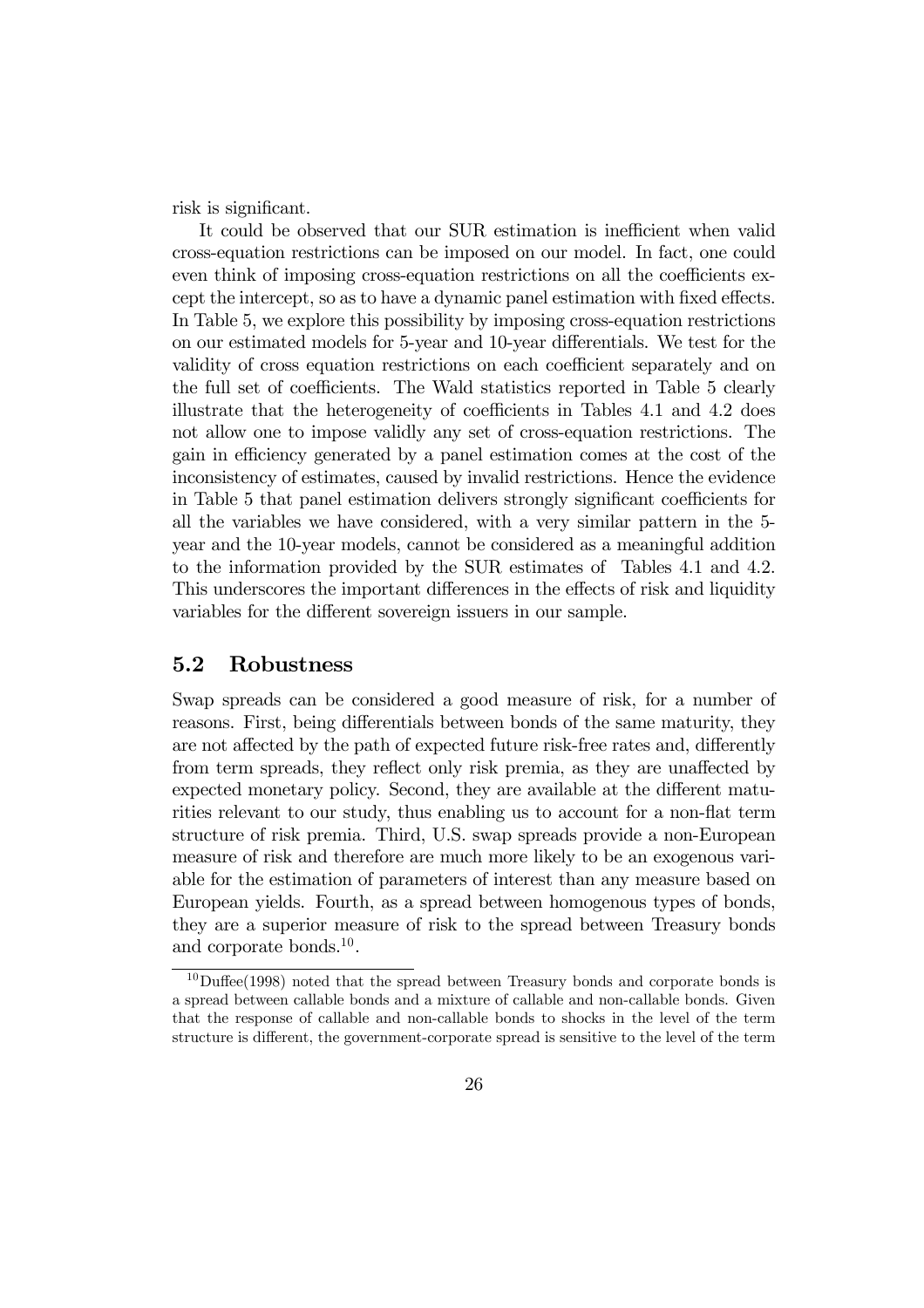risk is significant.

It could be observed that our SUR estimation is inefficient when valid cross-equation restrictions can be imposed on our model. In fact, one could even think of imposing cross-equation restrictions on all the coefficients except the intercept, so as to have a dynamic panel estimation with fixed effects. In Table 5, we explore this possibility by imposing cross-equation restrictions on our estimated models for 5-year and 10-year differentials. We test for the validity of cross equation restrictions on each coefficient separately and on the full set of coefficients. The Wald statistics reported in Table 5 clearly illustrate that the heterogeneity of coefficients in Tables 4.1 and 4.2 does not allow one to impose validly any set of cross-equation restrictions. The gain in efficiency generated by a panel estimation comes at the cost of the inconsistency of estimates, caused by invalid restrictions. Hence the evidence in Table 5 that panel estimation delivers strongly significant coefficients for all the variables we have considered, with a very similar pattern in the 5-year and the 10-year models, cannot be considered as a meaningful addition to the information provided by the SUR estimates of Tables 4.1 and 4.2. This underscores the important differences in the effects of risk and liquidity variables for the different sovereign issuers in our sample.

## 5.2 Robustness

Swap spreads can be considered a good measure of risk, for a number of reasons. First, being differentials between bonds of the same maturity, they are not affected by the path of expected future risk-free rates and, differently from term spreads, they reflect only risk premia, as they are unaffected by expected monetary policy. Second, they are available at the different maturities relevant to our study, thus enabling us to account for a non-flat term structure of risk premia. Third, U.S. swap spreads provide a non-European measure of risk and therefore are much more likely to be an exogenous variable for the estimation of parameters of interest than any measure based on European yields. Fourth, as a spread between homogenous types of bonds, they are a superior measure of risk to the spread between Treasury bonds and corporate bonds.[10].

[10] Duffee(1998) noted that the spread between Treasury bonds and corporate bonds is a spread between callable bonds and a mixture of callable and non-callable bonds. Given that the response of callable and non-callable bonds to shocks in the level of the term structure is different, the government-corporate spread is sensitive to the level of the term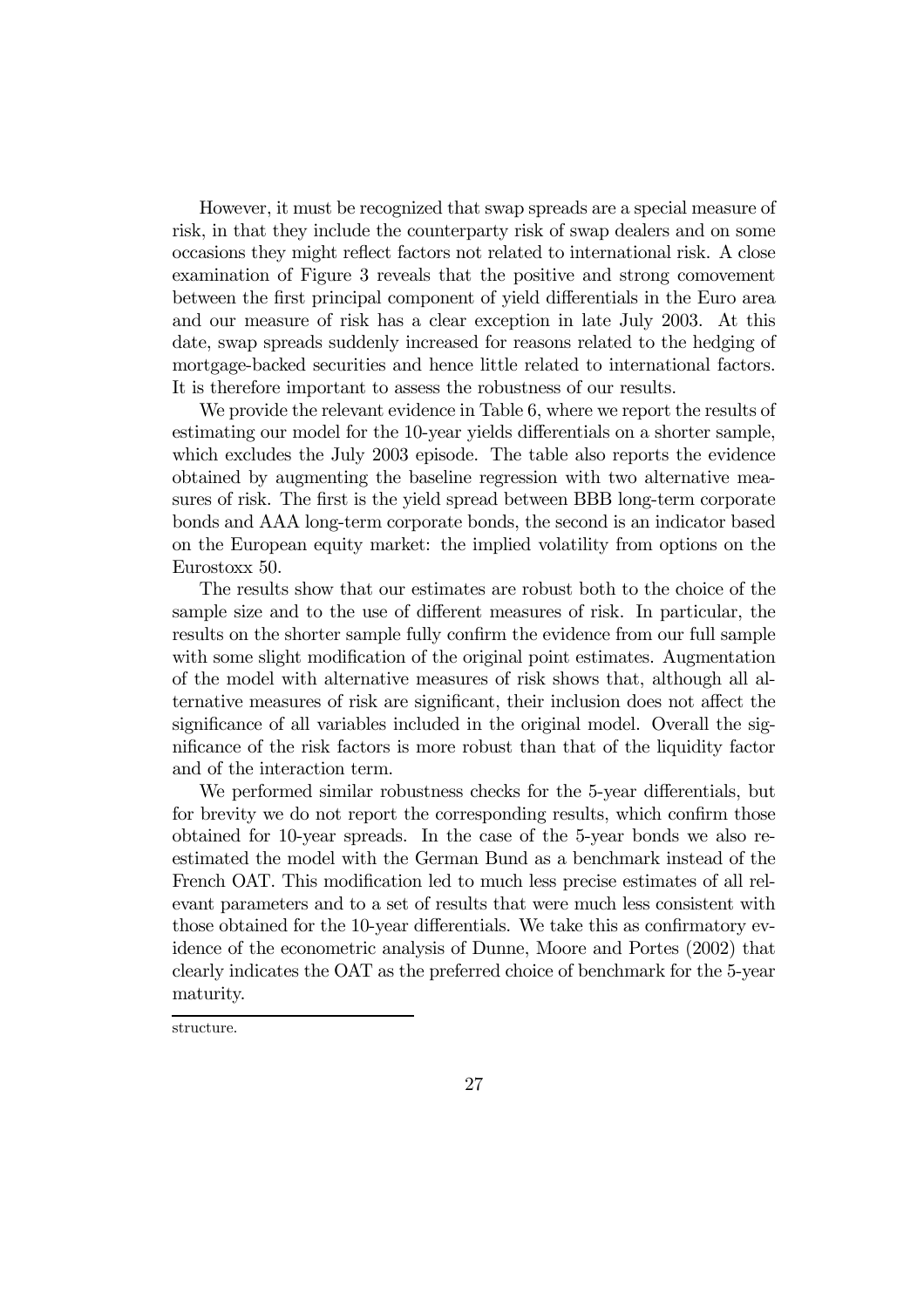However, it must be recognized that swap spreads are a special measure of risk, in that they include the counterparty risk of swap dealers and on some occasions they might reflect factors not related to international risk. A close examination of Figure 3 reveals that the positive and strong comovement between the first principal component of yield differentials in the Euro area and our measure of risk has a clear exception in late July 2003. At this date, swap spreads suddenly increased for reasons related to the hedging of mortgage-backed securities and hence little related to international factors. It is therefore important to assess the robustness of our results.

We provide the relevant evidence in Table 6, where we report the results of estimating our model for the 10-year yields differentials on a shorter sample, which excludes the July 2003 episode. The table also reports the evidence obtained by augmenting the baseline regression with two alternative measures of risk. The first is the yield spread between BBB long-term corporate bonds and AAA long-term corporate bonds, the second is an indicator based on the European equity market: the implied volatility from options on the Eurostoxx 50.

The results show that our estimates are robust both to the choice of the sample size and to the use of different measures of risk. In particular, the results on the shorter sample fully confirm the evidence from our full sample with some slight modification of the original point estimates. Augmentation of the model with alternative measures of risk shows that, although all alternative measures of risk are significant, their inclusion does not affect the significance of all variables included in the original model. Overall the significance of the risk factors is more robust than that of the liquidity factor and of the interaction term.

We performed similar robustness checks for the 5-year differentials, but for brevity we do not report the corresponding results, which confirm those obtained for 10-year spreads. In the case of the 5-year bonds we also re-estimated the model with the German Bund as a benchmark instead of the French OAT. This modification led to much less precise estimates of all relevant parameters and to a set of results that were much less consistent with those obtained for the 10-year differentials. We take this as confirmatory evidence of the econometric analysis of Dunne, Moore and Portes (2002) that clearly indicates the OAT as the preferred choice of benchmark for the 5-year maturity.

structure.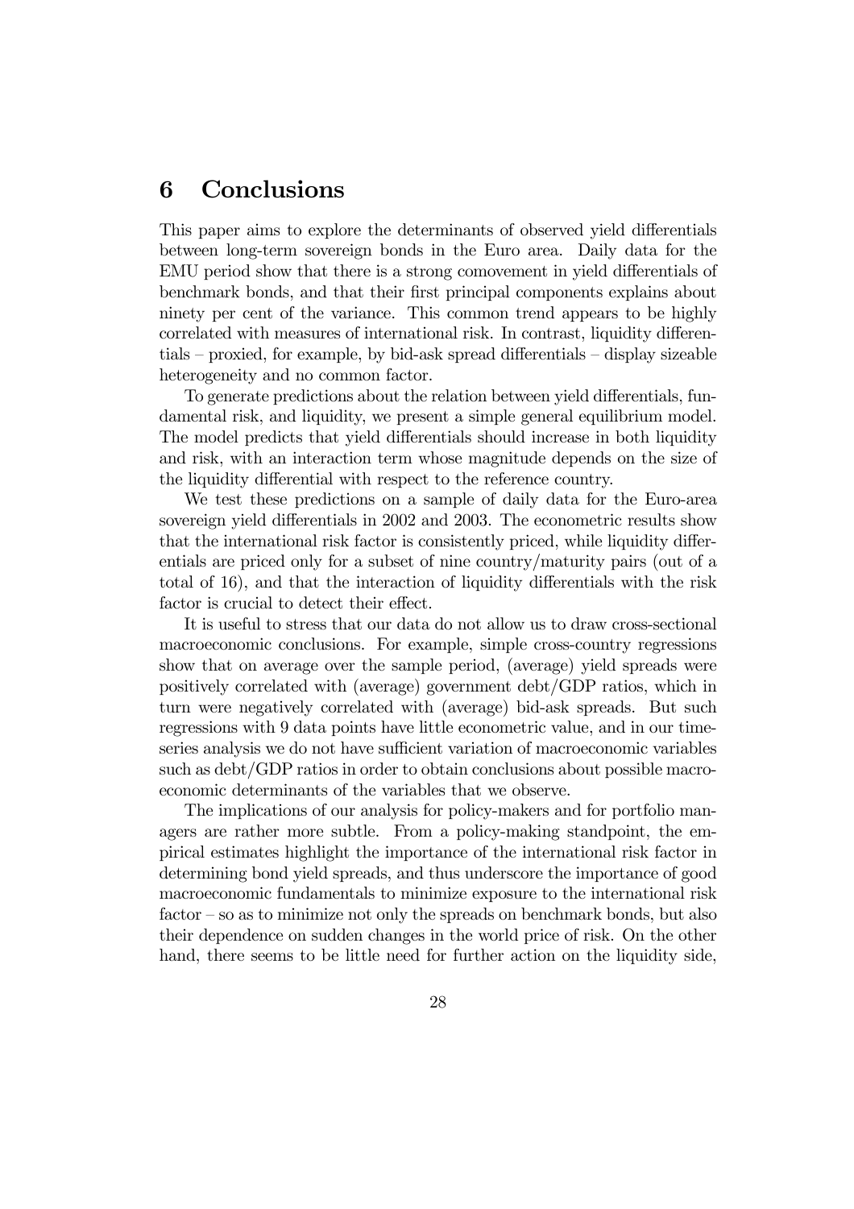# 6 Conclusions

This paper aims to explore the determinants of observed yield differentials between long-term sovereign bonds in the Euro area. Daily data for the EMU period show that there is a strong comovement in yield differentials of benchmark bonds, and that their first principal components explains about ninety per cent of the variance. This common trend appears to be highly correlated with measures of international risk. In contrast, liquidity differentials – proxied, for example, by bid-ask spread differentials – display sizeable heterogeneity and no common factor.

To generate predictions about the relation between yield differentials, fundamental risk, and liquidity, we present a simple general equilibrium model. The model predicts that yield differentials should increase in both liquidity and risk, with an interaction term whose magnitude depends on the size of the liquidity differential with respect to the reference country.

We test these predictions on a sample of daily data for the Euro-area sovereign yield differentials in 2002 and 2003. The econometric results show that the international risk factor is consistently priced, while liquidity differentials are priced only for a subset of nine country/maturity pairs (out of a total of 16), and that the interaction of liquidity differentials with the risk factor is crucial to detect their effect.

It is useful to stress that our data do not allow us to draw cross-sectional macroeconomic conclusions. For example, simple cross-country regressions show that on average over the sample period, (average) yield spreads were positively correlated with (average) government debt/GDP ratios, which in turn were negatively correlated with (average) bid-ask spreads. But such regressions with 9 data points have little econometric value, and in our time-series analysis we do not have sufficient variation of macroeconomic variables such as debt/GDP ratios in order to obtain conclusions about possible macroeconomic determinants of the variables that we observe.

The implications of our analysis for policy-makers and for portfolio managers are rather more subtle. From a policy-making standpoint, the empirical estimates highlight the importance of the international risk factor in determining bond yield spreads, and thus underscore the importance of good macroeconomic fundamentals to minimize exposure to the international risk factor – so as to minimize not only the spreads on benchmark bonds, but also their dependence on sudden changes in the world price of risk. On the other hand, there seems to be little need for further action on the liquidity side,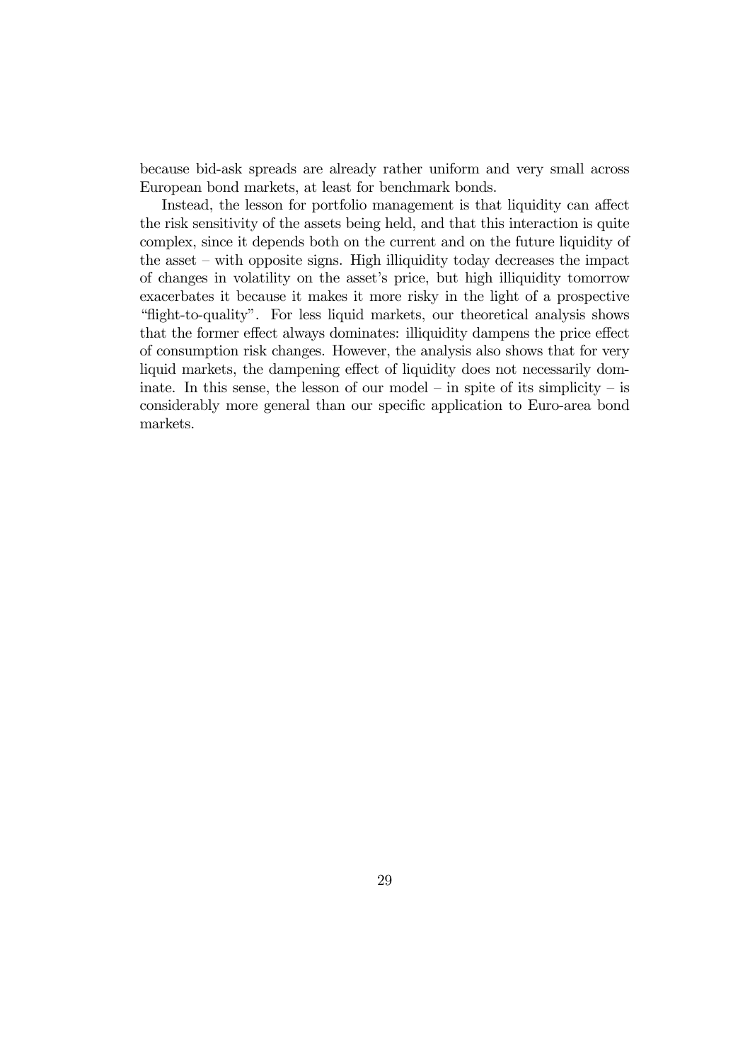because bid-ask spreads are already rather uniform and very small across European bond markets, at least for benchmark bonds.

Instead, the lesson for portfolio management is that liquidity can affect the risk sensitivity of the assets being held, and that this interaction is quite complex, since it depends both on the current and on the future liquidity of the asset – with opposite signs. High illiquidity today decreases the impact of changes in volatility on the asset's price, but high illiquidity tomorrow exacerbates it because it makes it more risky in the light of a prospective "flight-to-quality". For less liquid markets, our theoretical analysis shows that the former effect always dominates: illiquidity dampens the price effect of consumption risk changes. However, the analysis also shows that for very liquid markets, the dampening effect of liquidity does not necessarily dominate. In this sense, the lesson of our model – in spite of its simplicity – is considerably more general than our specific application to Euro-area bond markets.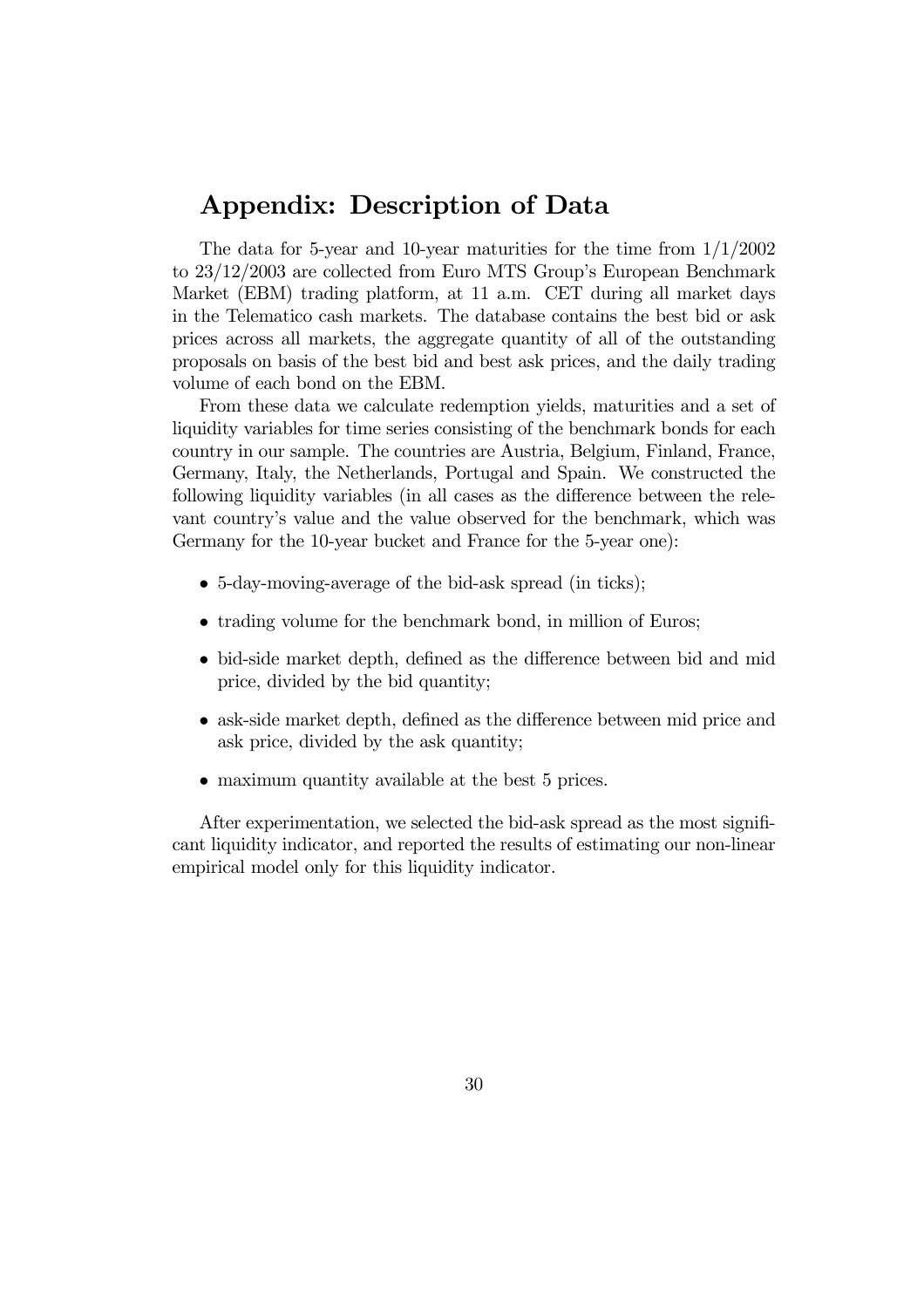## Appendix: Description of Data

The data for 5-year and 10-year maturities for the time from 1/1/2002 to 23/12/2003 are collected from Euro MTS Group's European Benchmark Market (EBM) trading platform, at 11 a.m. CET during all market days in the Telematico cash markets. The database contains the best bid or ask prices across all markets, the aggregate quantity of all of the outstanding proposals on basis of the best bid and best ask prices, and the daily trading volume of each bond on the EBM.

From these data we calculate redemption yields, maturities and a set of liquidity variables for time series consisting of the benchmark bonds for each country in our sample. The countries are Austria, Belgium, Finland, France, Germany, Italy, the Netherlands, Portugal and Spain. We constructed the following liquidity variables (in all cases as the difference between the relevant country's value and the value observed for the benchmark, which was Germany for the 10-year bucket and France for the 5-year one):

- 5-day-moving-average of the bid-ask spread (in ticks);
- trading volume for the benchmark bond, in million of Euros;
- bid-side market depth, defined as the difference between bid and mid price, divided by the bid quantity;
- ask-side market depth, defined as the difference between mid price and ask price, divided by the ask quantity;
- maximum quantity available at the best 5 prices.

After experimentation, we selected the bid-ask spread as the most significant liquidity indicator, and reported the results of estimating our non-linear empirical model only for this liquidity indicator.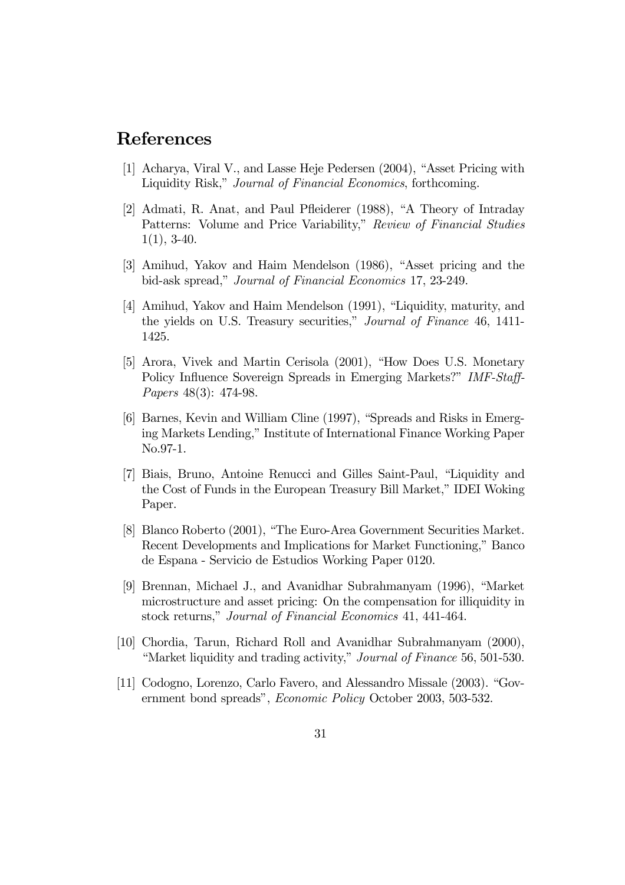# References

[1] Acharya, Viral V., and Lasse Heje Pedersen (2004), "Asset Pricing with Liquidity Risk," *Journal of Financial Economics*, forthcoming.

[2] Admati, R. Anat, and Paul Pfleiderer (1988), "A Theory of Intraday Patterns: Volume and Price Variability," *Review of Financial Studies* 1(1), 3-40.

[3] Amihud, Yakov and Haim Mendelson (1986), "Asset pricing and the bid-ask spread," *Journal of Financial Economics* 17, 23-249.

[4] Amihud, Yakov and Haim Mendelson (1991), "Liquidity, maturity, and the yields on U.S. Treasury securities," *Journal of Finance* 46, 1411-1425.

[5] Arora, Vivek and Martin Cerisola (2001), "How Does U.S. Monetary Policy Influence Sovereign Spreads in Emerging Markets?" *IMF-Staff-Papers* 48(3): 474-98.

[6] Barnes, Kevin and William Cline (1997), "Spreads and Risks in Emerging Markets Lending," Institute of International Finance Working Paper No.97-1.

[7] Biais, Bruno, Antoine Renucci and Gilles Saint-Paul, "Liquidity and the Cost of Funds in the European Treasury Bill Market," IDEI Woking Paper.

[8] Blanco Roberto (2001), "The Euro-Area Government Securities Market. Recent Developments and Implications for Market Functioning," Banco de Espana - Servicio de Estudios Working Paper 0120.

[9] Brennan, Michael J., and Avanidhar Subrahmanyam (1996), "Market microstructure and asset pricing: On the compensation for illiquidity in stock returns," *Journal of Financial Economics* 41, 441-464.

[10] Chordia, Tarun, Richard Roll and Avanidhar Subrahmanyam (2000), "Market liquidity and trading activity," *Journal of Finance* 56, 501-530.

[11] Codogno, Lorenzo, Carlo Favero, and Alessandro Missale (2003). "Government bond spreads", *Economic Policy* October 2003, 503-532.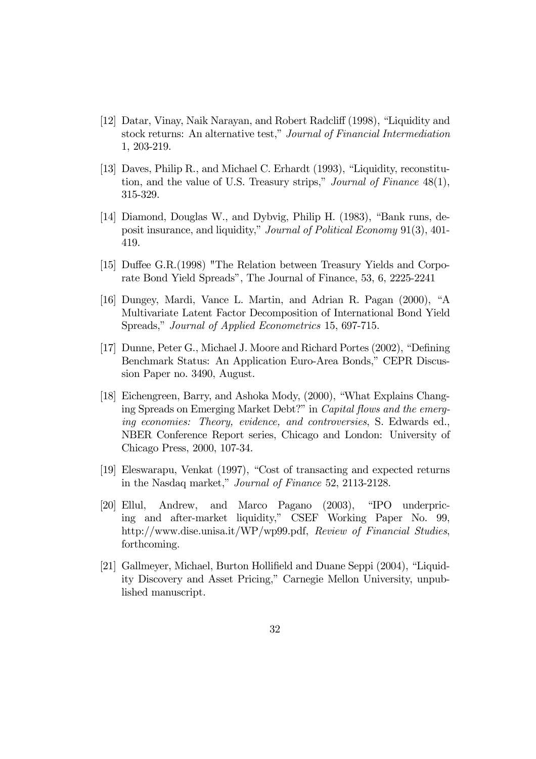[12] Datar, Vinay, Naik Narayan, and Robert Radcliff (1998), "Liquidity and stock returns: An alternative test," *Journal of Financial Intermediation* 1, 203-219.

[13] Daves, Philip R., and Michael C. Erhardt (1993), "Liquidity, reconstitution, and the value of U.S. Treasury strips," *Journal of Finance* 48(1), 315-329.

[14] Diamond, Douglas W., and Dybvig, Philip H. (1983), "Bank runs, deposit insurance, and liquidity," *Journal of Political Economy* 91(3), 401-419.

[15] Duffee G.R.(1998) "The Relation between Treasury Yields and Corporate Bond Yield Spreads", The Journal of Finance, 53, 6, 2225-2241

[16] Dungey, Mardi, Vance L. Martin, and Adrian R. Pagan (2000), "A Multivariate Latent Factor Decomposition of International Bond Yield Spreads," *Journal of Applied Econometrics* 15, 697-715.

[17] Dunne, Peter G., Michael J. Moore and Richard Portes (2002), "Defining Benchmark Status: An Application Euro-Area Bonds," CEPR Discussion Paper no. 3490, August.

[18] Eichengreen, Barry, and Ashoka Mody, (2000), "What Explains Changing Spreads on Emerging Market Debt?" in *Capital flows and the emerging economies: Theory, evidence, and controversies*, S. Edwards ed., NBER Conference Report series, Chicago and London: University of Chicago Press, 2000, 107-34.

[19] Eleswarapu, Venkat (1997), "Cost of transacting and expected returns in the Nasdaq market," *Journal of Finance* 52, 2113-2128.

[20] Ellul, Andrew, and Marco Pagano (2003), "IPO underpricing and after-market liquidity," CSEF Working Paper No. 99, http://www.dise.unisa.it/WP/wp99.pdf, *Review of Financial Studies*, forthcoming.

[21] Gallmeyer, Michael, Burton Hollifield and Duane Seppi (2004), "Liquidity Discovery and Asset Pricing," Carnegie Mellon University, unpublished manuscript.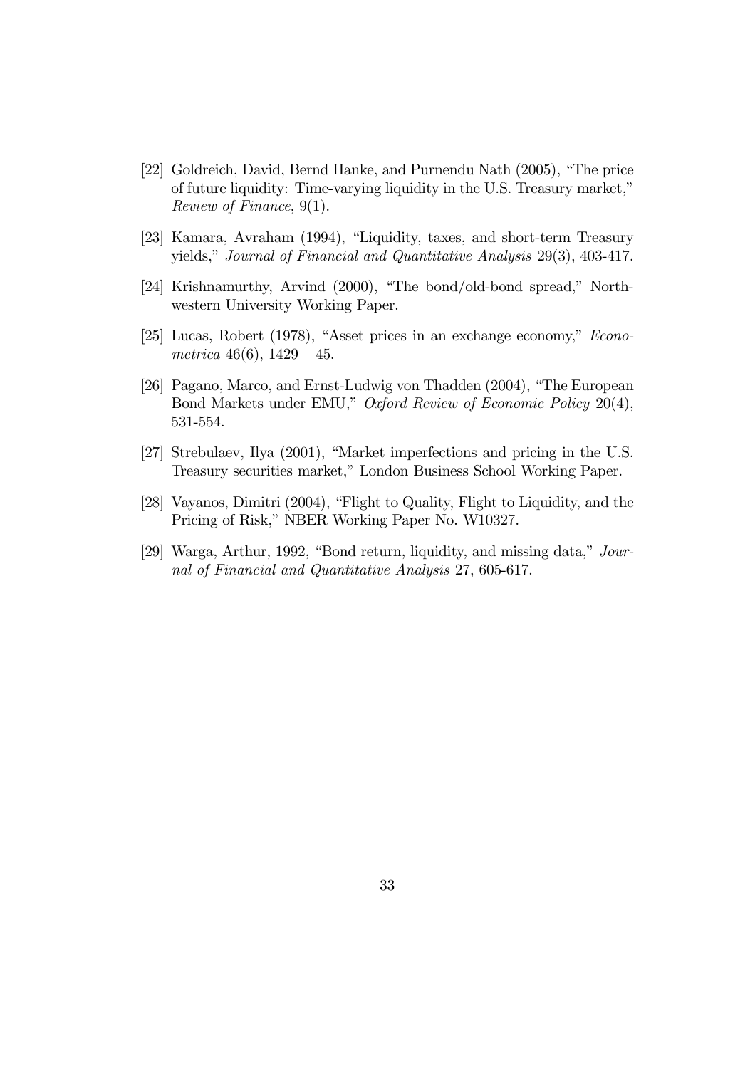[22] Goldreich, David, Bernd Hanke, and Purnendu Nath (2005), "The price of future liquidity: Time-varying liquidity in the U.S. Treasury market," *Review of Finance*, 9(1).

[23] Kamara, Avraham (1994), "Liquidity, taxes, and short-term Treasury yields," *Journal of Financial and Quantitative Analysis* 29(3), 403-417.

[24] Krishnamurthy, Arvind (2000), "The bond/old-bond spread," Northwestern University Working Paper.

[25] Lucas, Robert (1978), "Asset prices in an exchange economy," *Econometrica* 46(6), 1429 – 45.

[26] Pagano, Marco, and Ernst-Ludwig von Thadden (2004), "The European Bond Markets under EMU," *Oxford Review of Economic Policy* 20(4), 531-554.

[27] Strebulaev, Ilya (2001), "Market imperfections and pricing in the U.S. Treasury securities market," London Business School Working Paper.

[28] Vayanos, Dimitri (2004), "Flight to Quality, Flight to Liquidity, and the Pricing of Risk," NBER Working Paper No. W10327.

[29] Warga, Arthur, 1992, "Bond return, liquidity, and missing data," *Journal of Financial and Quantitative Analysis* 27, 605-617.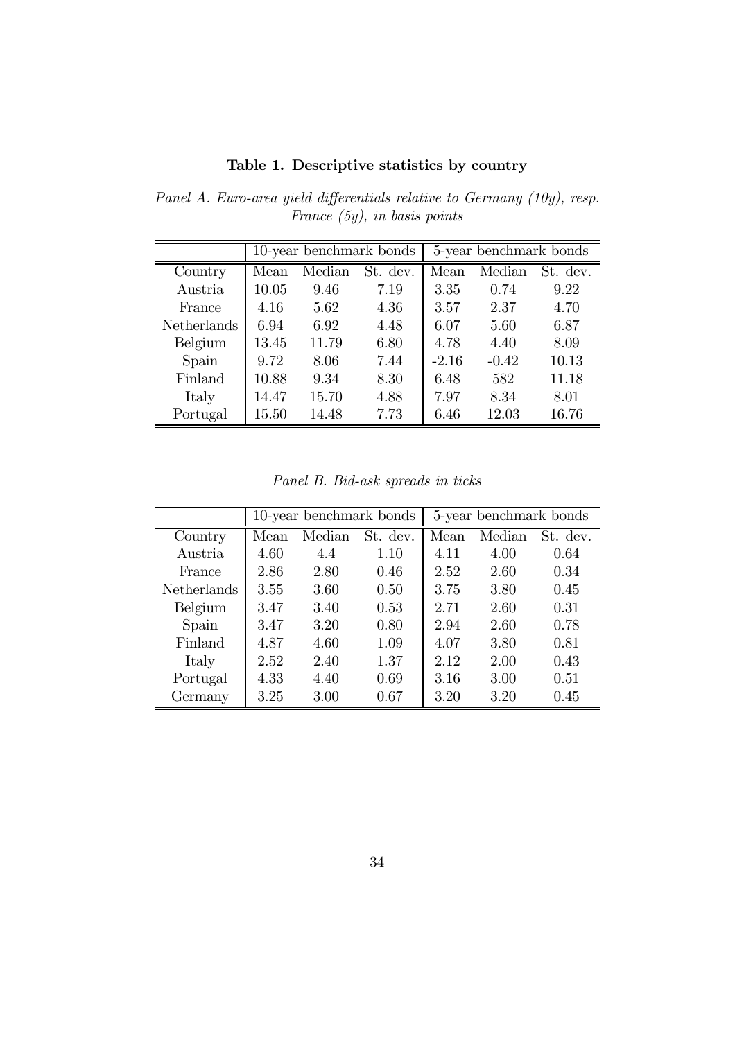**Table 1. Descriptive statistics by country**

*Panel A. Euro-area yield differentials relative to Germany (10y), resp. France (5y), in basis points*

| | 10-year benchmark bonds | | | 5-year benchmark bonds | | |
|---|---|---|---|---|---|---|
| Country | Mean | Median | St. dev. | Mean | Median | St. dev. |
| Austria | 10.05 | 9.46 | 7.19 | 3.35 | 0.74 | 9.22 |
| France | 4.16 | 5.62 | 4.36 | 3.57 | 2.37 | 4.70 |
| Netherlands | 6.94 | 6.92 | 4.48 | 6.07 | 5.60 | 6.87 |
| Belgium | 13.45 | 11.79 | 6.80 | 4.78 | 4.40 | 8.09 |
| Spain | 9.72 | 8.06 | 7.44 | -2.16 | -0.42 | 10.13 |
| Finland | 10.88 | 9.34 | 8.30 | 6.48 | 582 | 11.18 |
| Italy | 14.47 | 15.70 | 4.88 | 7.97 | 8.34 | 8.01 |
| Portugal | 15.50 | 14.48 | 7.73 | 6.46 | 12.03 | 16.76 |

*Panel B. Bid-ask spreads in ticks*

| | 10-year benchmark bonds | | | 5-year benchmark bonds | | |
|---|---|---|---|---|---|---|
| Country | Mean | Median | St. dev. | Mean | Median | St. dev. |
| Austria | 4.60 | 4.4 | 1.10 | 4.11 | 4.00 | 0.64 |
| France | 2.86 | 2.80 | 0.46 | 2.52 | 2.60 | 0.34 |
| Netherlands | 3.55 | 3.60 | 0.50 | 3.75 | 3.80 | 0.45 |
| Belgium | 3.47 | 3.40 | 0.53 | 2.71 | 2.60 | 0.31 |
| Spain | 3.47 | 3.20 | 0.80 | 2.94 | 2.60 | 0.78 |
| Finland | 4.87 | 4.60 | 1.09 | 4.07 | 3.80 | 0.81 |
| Italy | 2.52 | 2.40 | 1.37 | 2.12 | 2.00 | 0.43 |
| Portugal | 4.33 | 4.40 | 0.69 | 3.16 | 3.00 | 0.51 |
| Germany | 3.25 | 3.00 | 0.67 | 3.20 | 3.20 | 0.45 |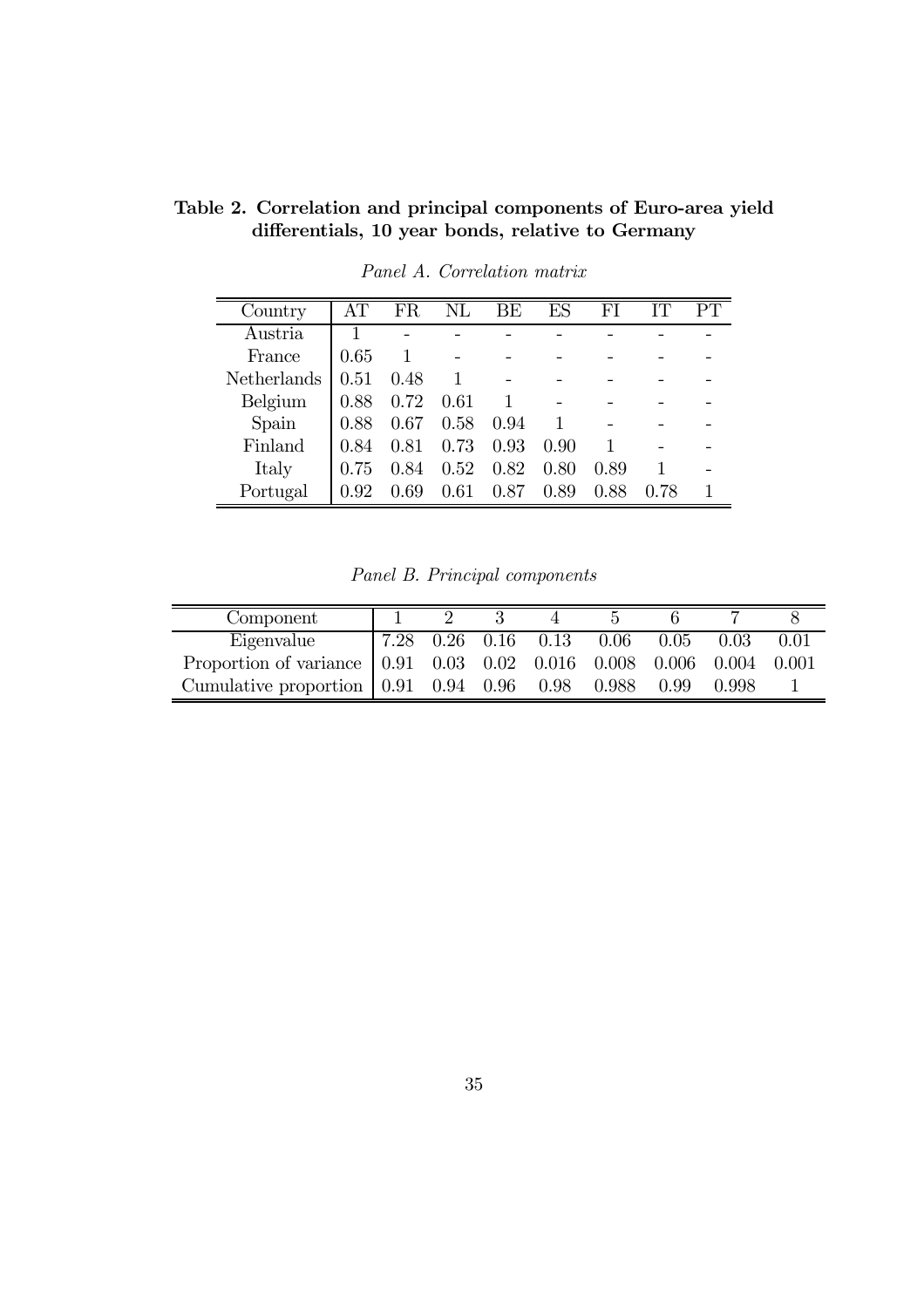**Table 2. Correlation and principal components of Euro-area yield differentials, 10 year bonds, relative to Germany**

*Panel A. Correlation matrix*

| Country | AT | FR | NL | BE | ES | FI | IT | PT |
|---|---|---|---|---|---|---|---|---|
| Austria | 1 | - | - | - | - | - | - | - |
| France | 0.65 | 1 | - | - | - | - | - | - |
| Netherlands | 0.51 | 0.48 | 1 | - | - | - | - | - |
| Belgium | 0.88 | 0.72 | 0.61 | 1 | - | - | - | - |
| Spain | 0.88 | 0.67 | 0.58 | 0.94 | 1 | - | - | - |
| Finland | 0.84 | 0.81 | 0.73 | 0.93 | 0.90 | 1 | - | - |
| Italy | 0.75 | 0.84 | 0.52 | 0.82 | 0.80 | 0.89 | 1 | - |
| Portugal | 0.92 | 0.69 | 0.61 | 0.87 | 0.89 | 0.88 | 0.78 | 1 |

*Panel B. Principal components*

| Component | 1 | 2 | 3 | 4 | 5 | 6 | 7 | 8 |
|---|---|---|---|---|---|---|---|---|
| Eigenvalue | 7.28 | 0.26 | 0.16 | 0.13 | 0.06 | 0.05 | 0.03 | 0.01 |
| Proportion of variance | 0.91 | 0.03 | 0.02 | 0.016 | 0.008 | 0.006 | 0.004 | 0.001 |
| Cumulative proportion | 0.91 | 0.94 | 0.96 | 0.98 | 0.988 | 0.99 | 0.998 | 1 |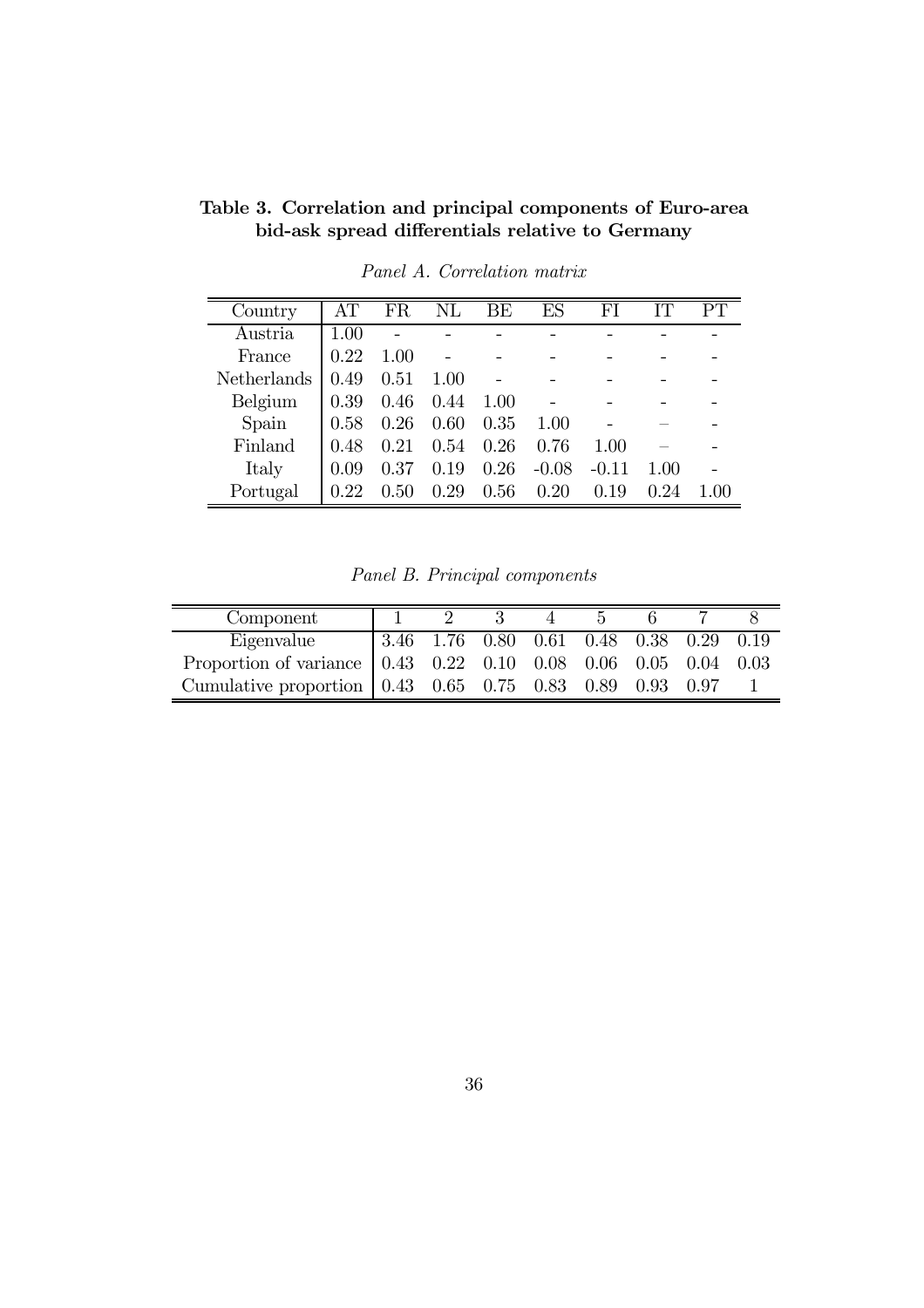**Table 3. Correlation and principal components of Euro-area bid-ask spread differentials relative to Germany**

*Panel A. Correlation matrix*

| Country | AT | FR | NL | BE | ES | FI | IT | PT |
|---|---|---|---|---|---|---|---|---|
| Austria | 1.00 | - | - | - | - | - | - | - |
| France | 0.22 | 1.00 | - | - | - | - | - | - |
| Netherlands | 0.49 | 0.51 | 1.00 | - | - | - | - | - |
| Belgium | 0.39 | 0.46 | 0.44 | 1.00 | - | - | - | - |
| Spain | 0.58 | 0.26 | 0.60 | 0.35 | 1.00 | - | – | - |
| Finland | 0.48 | 0.21 | 0.54 | 0.26 | 0.76 | 1.00 | – | - |
| Italy | 0.09 | 0.37 | 0.19 | 0.26 | -0.08 | -0.11 | 1.00 | - |
| Portugal | 0.22 | 0.50 | 0.29 | 0.56 | 0.20 | 0.19 | 0.24 | 1.00 |

*Panel B. Principal components*

| Component | 1 | 2 | 3 | 4 | 5 | 6 | 7 | 8 |
|---|---|---|---|---|---|---|---|---|
| Eigenvalue | 3.46 | 1.76 | 0.80 | 0.61 | 0.48 | 0.38 | 0.29 | 0.19 |
| Proportion of variance | 0.43 | 0.22 | 0.10 | 0.08 | 0.06 | 0.05 | 0.04 | 0.03 |
| Cumulative proportion | 0.43 | 0.65 | 0.75 | 0.83 | 0.89 | 0.93 | 0.97 | 1 |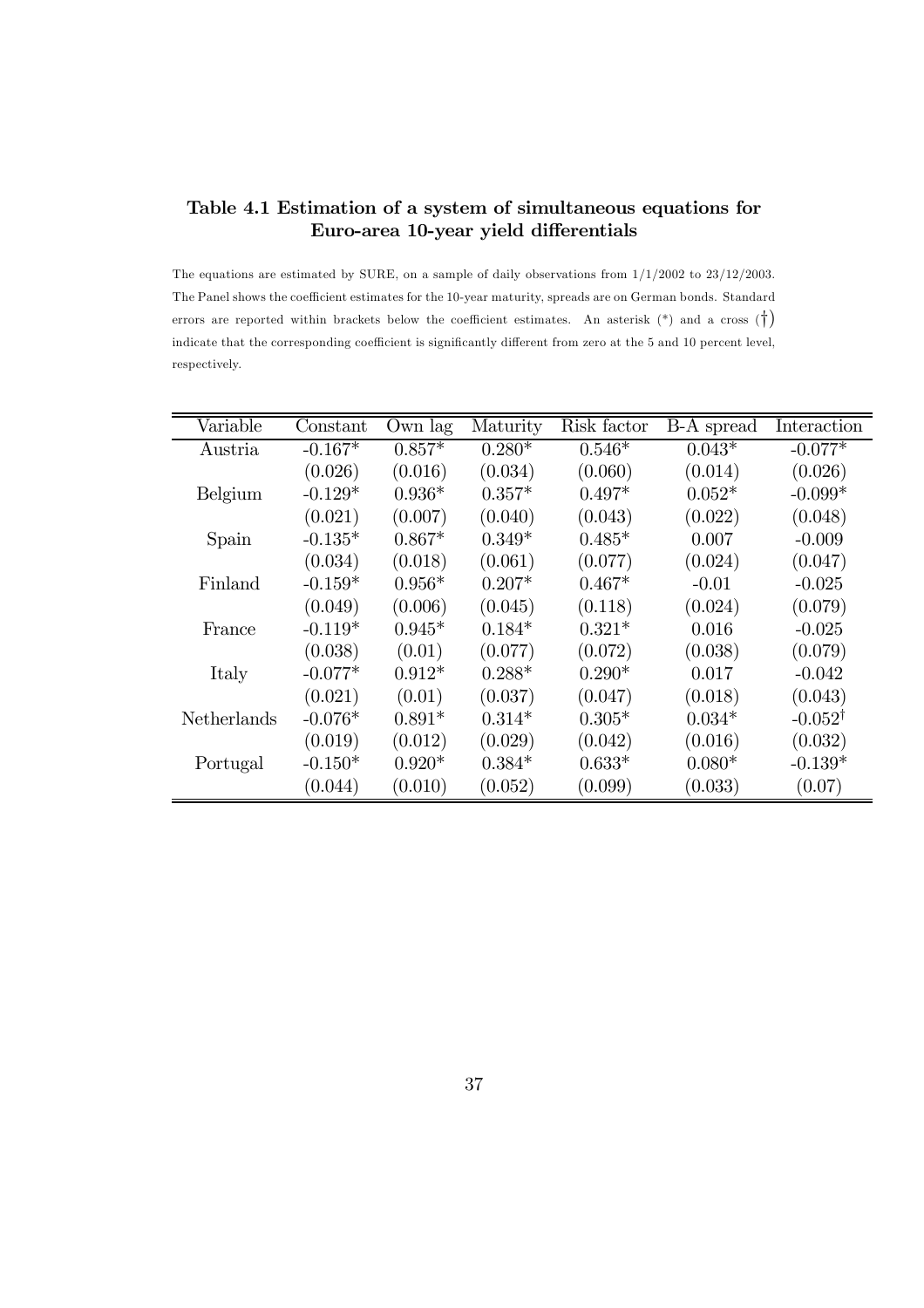## Table 4.1 Estimation of a system of simultaneous equations for Euro-area 10-year yield differentials

The equations are estimated by SURE, on a sample of daily observations from 1/1/2002 to 23/12/2003. The Panel shows the coefficient estimates for the 10-year maturity, spreads are on German bonds. Standard errors are reported within brackets below the coefficient estimates. An asterisk (*) and a cross (†) indicate that the corresponding coefficient is significantly different from zero at the 5 and 10 percent level, respectively.

| Variable | Constant | Own lag | Maturity | Risk factor | B-A spread | Interaction |
|---|---|---|---|---|---|---|
| Austria | -0.167* | 0.857* | 0.280* | 0.546* | 0.043* | -0.077* |
| | (0.026) | (0.016) | (0.034) | (0.060) | (0.014) | (0.026) |
| Belgium | -0.129* | 0.936* | 0.357* | 0.497* | 0.052* | -0.099* |
| | (0.021) | (0.007) | (0.040) | (0.043) | (0.022) | (0.048) |
| Spain | -0.135* | 0.867* | 0.349* | 0.485* | 0.007 | -0.009 |
| | (0.034) | (0.018) | (0.061) | (0.077) | (0.024) | (0.047) |
| Finland | -0.159* | 0.956* | 0.207* | 0.467* | -0.01 | -0.025 |
| | (0.049) | (0.006) | (0.045) | (0.118) | (0.024) | (0.079) |
| France | -0.119* | 0.945* | 0.184* | 0.321* | 0.016 | -0.025 |
| | (0.038) | (0.01) | (0.077) | (0.072) | (0.038) | (0.079) |
| Italy | -0.077* | 0.912* | 0.288* | 0.290* | 0.017 | -0.042 |
| | (0.021) | (0.01) | (0.037) | (0.047) | (0.018) | (0.043) |
| Netherlands | -0.076* | 0.891* | 0.314* | 0.305* | 0.034* | -0.052† |
| | (0.019) | (0.012) | (0.029) | (0.042) | (0.016) | (0.032) |
| Portugal | -0.150* | 0.920* | 0.384* | 0.633* | 0.080* | -0.139* |
| | (0.044) | (0.010) | (0.052) | (0.099) | (0.033) | (0.07) |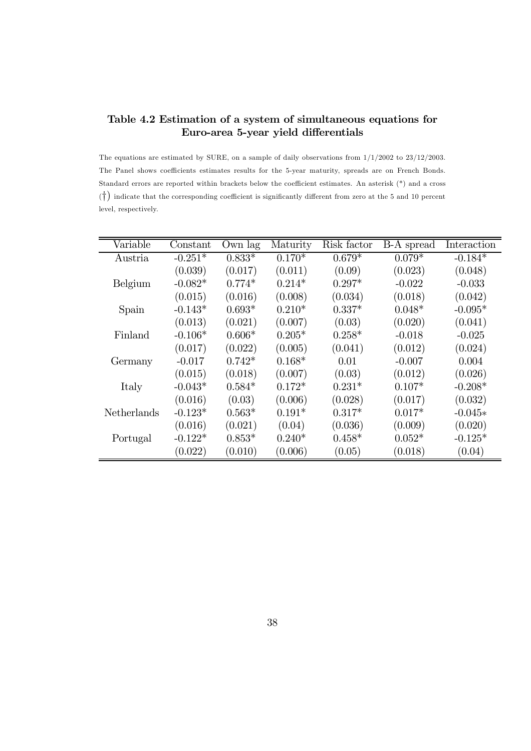**Table 4.2 Estimation of a system of simultaneous equations for Euro-area 5-year yield differentials**

The equations are estimated by SURE, on a sample of daily observations from 1/1/2002 to 23/12/2003. The Panel shows coefficients estimates results for the 5-year maturity, spreads are on French Bonds. Standard errors are reported within brackets below the coefficient estimates. An asterisk (*) and a cross ($\dagger$) indicate that the corresponding coefficient is significantly different from zero at the 5 and 10 percent level, respectively.

| Variable | Constant | Own lag | Maturity | Risk factor | B-A spread | Interaction |
|---|---|---|---|---|---|---|
| Austria | -0.251* | 0.833* | 0.170* | 0.679* | 0.079* | -0.184* |
| | (0.039) | (0.017) | (0.011) | (0.09) | (0.023) | (0.048) |
| Belgium | -0.082* | 0.774* | 0.214* | 0.297* | -0.022 | -0.033 |
| | (0.015) | (0.016) | (0.008) | (0.034) | (0.018) | (0.042) |
| Spain | -0.143* | 0.693* | 0.210* | 0.337* | 0.048* | -0.095* |
| | (0.013) | (0.021) | (0.007) | (0.03) | (0.020) | (0.041) |
| Finland | -0.106* | 0.606* | 0.205* | 0.258* | -0.018 | -0.025 |
| | (0.017) | (0.022) | (0.005) | (0.041) | (0.012) | (0.024) |
| Germany | -0.017 | 0.742* | 0.168* | 0.01 | -0.007 | 0.004 |
| | (0.015) | (0.018) | (0.007) | (0.03) | (0.012) | (0.026) |
| Italy | -0.043* | 0.584* | 0.172* | 0.231* | 0.107* | -0.208* |
| | (0.016) | (0.03) | (0.006) | (0.028) | (0.017) | (0.032) |
| Netherlands | -0.123* | 0.563* | 0.191* | 0.317* | 0.017* | -0.045* |
| | (0.016) | (0.021) | (0.04) | (0.036) | (0.009) | (0.020) |
| Portugal | -0.122* | 0.853* | 0.240* | 0.458* | 0.052* | -0.125* |
| | (0.022) | (0.010) | (0.006) | (0.05) | (0.018) | (0.04) |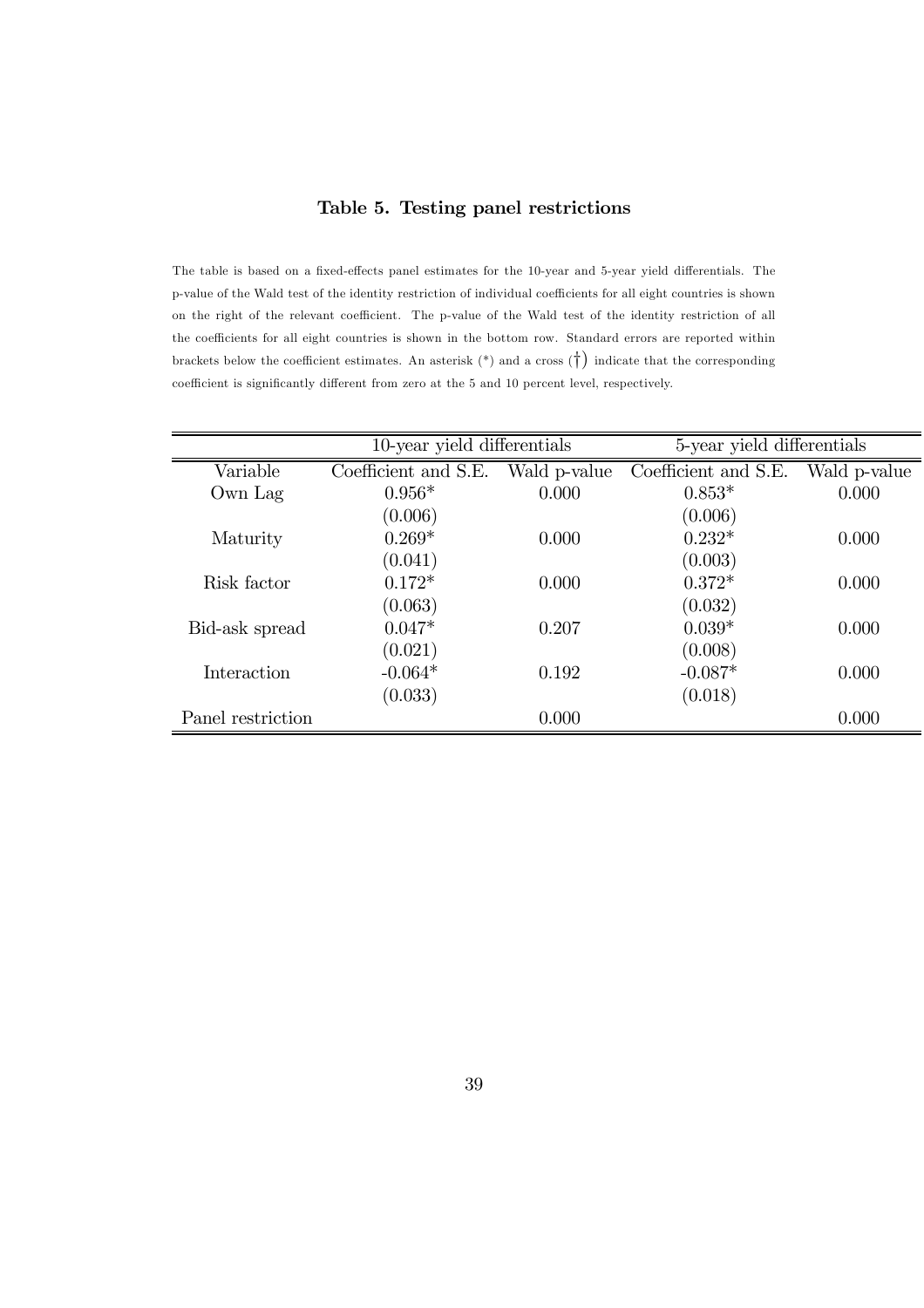### Table 5. Testing panel restrictions

The table is based on a fixed-effects panel estimates for the 10-year and 5-year yield differentials. The p-value of the Wald test of the identity restriction of individual coefficients for all eight countries is shown on the right of the relevant coefficient. The p-value of the Wald test of the identity restriction of all the coefficients for all eight countries is shown in the bottom row. Standard errors are reported within brackets below the coefficient estimates. An asterisk (*) and a cross (†) indicate that the corresponding coefficient is significantly different from zero at the 5 and 10 percent level, respectively.

| | 10-year yield differentials | | 5-year yield differentials | |
|---|---|---|---|---|
| Variable | Coefficient and S.E. | Wald p-value | Coefficient and S.E. | Wald p-value |
| Own Lag | 0.956* | 0.000 | 0.853* | 0.000 |
| | (0.006) | | (0.006) | |
| Maturity | 0.269* | 0.000 | 0.232* | 0.000 |
| | (0.041) | | (0.003) | |
| Risk factor | 0.172* | 0.000 | 0.372* | 0.000 |
| | (0.063) | | (0.032) | |
| Bid-ask spread | 0.047* | 0.207 | 0.039* | 0.000 |
| | (0.021) | | (0.008) | |
| Interaction | -0.064* | 0.192 | -0.087* | 0.000 |
| | (0.033) | | (0.018) | |
| Panel restriction | | 0.000 | | 0.000 |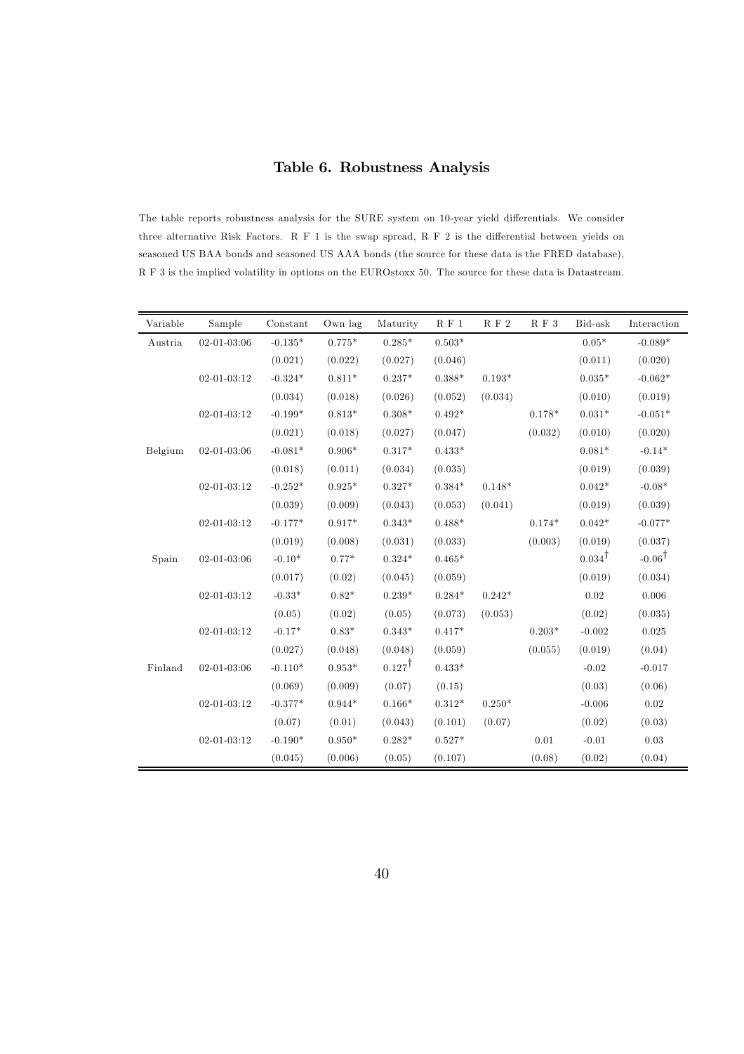## Table 6. Robustness Analysis

The table reports robustness analysis for the SURE system on 10-year yield differentials. We consider three alternative Risk Factors. R F 1 is the swap spread, R F 2 is the differential between yields on seasoned US BAA bonds and seasoned US AAA bonds (the source for these data is the FRED database), R F 3 is the implied volatility in options on the EUROstoxx 50. The source for these data is Datastream.

| Variable | Sample | Constant | Own lag | Maturity | R F 1 | R F 2 | R F 3 | Bid-ask | Interaction |
|---|---|---|---|---|---|---|---|---|---|
| Austria | 02-01-03:06 | -0.135* | 0.775* | 0.285* | 0.503* | | | 0.05* | -0.089* |
| | | (0.021) | (0.022) | (0.027) | (0.046) | | | (0.011) | (0.020) |
| | 02-01-03:12 | -0.324* | 0.811* | 0.237* | 0.388* | 0.193* | | 0.035* | -0.062* |
| | | (0.034) | (0.018) | (0.026) | (0.052) | (0.034) | | (0.010) | (0.019) |
| | 02-01-03:12 | -0.199* | 0.813* | 0.308* | 0.492* | | 0.178* | 0.031* | -0.051* |
| | | (0.021) | (0.018) | (0.027) | (0.047) | | (0.032) | (0.010) | (0.020) |
| Belgium | 02-01-03:06 | -0.081* | 0.906* | 0.317* | 0.433* | | | 0.081* | -0.14* |
| | | (0.018) | (0.011) | (0.034) | (0.035) | | | (0.019) | (0.039) |
| | 02-01-03:12 | -0.252* | 0.925* | 0.327* | 0.384* | 0.148* | | 0.042* | -0.08* |
| | | (0.039) | (0.009) | (0.043) | (0.053) | (0.041) | | (0.019) | (0.039) |
| | 02-01-03:12 | -0.177* | 0.917* | 0.343* | 0.488* | | 0.174* | 0.042* | -0.077* |
| | | (0.019) | (0.008) | (0.031) | (0.033) | | (0.003) | (0.019) | (0.037) |
| Spain | 02-01-03:06 | -0.10* | 0.77* | 0.324* | 0.465* | | | 0.034† | -0.06† |
| | | (0.017) | (0.02) | (0.045) | (0.059) | | | (0.019) | (0.034) |
| | 02-01-03:12 | -0.33* | 0.82* | 0.239* | 0.284* | 0.242* | | 0.02 | 0.006 |
| | | (0.05) | (0.02) | (0.05) | (0.073) | (0.053) | | (0.02) | (0.035) |
| | 02-01-03:12 | -0.17* | 0.83* | 0.343* | 0.417* | | 0.203* | -0.002 | 0.025 |
| | | (0.027) | (0.048) | (0.048) | (0.059) | | (0.055) | (0.019) | (0.04) |
| Finland | 02-01-03:06 | -0.110* | 0.953* | 0.127† | 0.433* | | | -0.02 | -0.017 |
| | | (0.069) | (0.009) | (0.07) | (0.15) | | | (0.03) | (0.06) |
| | 02-01-03:12 | -0.377* | 0.944* | 0.166* | 0.312* | 0.250* | | -0.006 | 0.02 |
| | | (0.07) | (0.01) | (0.043) | (0.101) | (0.07) | | (0.02) | (0.03) |
| | 02-01-03:12 | -0.190* | 0.950* | 0.282* | 0.527* | | 0.01 | -0.01 | 0.03 |
| | | (0.045) | (0.006) | (0.05) | (0.107) | | (0.08) | (0.02) | (0.04) |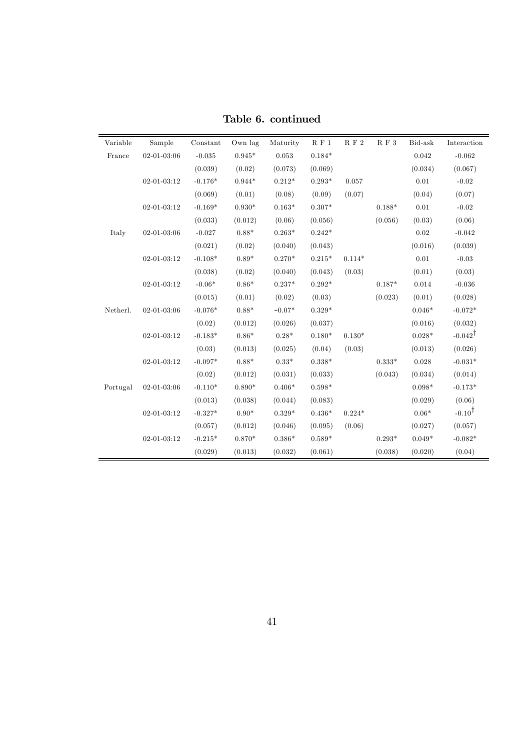**Table 6. continued**

| Variable | Sample | Constant | Own lag | Maturity | R F 1 | R F 2 | R F 3 | Bid-ask | Interaction |
|---|---|---|---|---|---|---|---|---|---|
| France | 02-01-03:06 | -0.035 | 0.945* | 0.053 | 0.184* | | | 0.042 | -0.062 |
| | | (0.039) | (0.02) | (0.073) | (0.069) | | | (0.034) | (0.067) |
| | 02-01-03:12 | -0.176* | 0.944* | 0.212* | 0.293* | 0.057 | | 0.01 | -0.02 |
| | | (0.069) | (0.01) | (0.08) | (0.09) | (0.07) | | (0.04) | (0.07) |
| | 02-01-03:12 | -0.169* | 0.930* | 0.163* | 0.307* | | 0.188* | 0.01 | -0.02 |
| | | (0.033) | (0.012) | (0.06) | (0.056) | | (0.056) | (0.03) | (0.06) |
| Italy | 02-01-03:06 | -0.027 | 0.88* | 0.263* | 0.242* | | | 0.02 | -0.042 |
| | | (0.021) | (0.02) | (0.040) | (0.043) | | | (0.016) | (0.039) |
| | 02-01-03:12 | -0.108* | 0.89* | 0.270* | 0.215* | 0.114* | | 0.01 | -0.03 |
| | | (0.038) | (0.02) | (0.040) | (0.043) | (0.03) | | (0.01) | (0.03) |
| | 02-01-03:12 | -0.06* | 0.86* | 0.237* | 0.292* | | 0.187* | 0.014 | -0.036 |
| | | (0.015) | (0.01) | (0.02) | (0.03) | | (0.023) | (0.01) | (0.028) |
| Netherl. | 02-01-03:06 | -0.076* | 0.88* | -0.07* | 0.329* | | | 0.046* | -0.072* |
| | | (0.02) | (0.012) | (0.026) | (0.037) | | | (0.016) | (0.032) |
| | 02-01-03:12 | -0.183* | 0.86* | 0.28* | 0.180* | 0.130* | | 0.028* | -0.042$^{\dagger}$ |
| | | (0.03) | (0.013) | (0.025) | (0.04) | (0.03) | | (0.013) | (0.026) |
| | 02-01-03:12 | -0.097* | 0.88* | 0.33* | 0.338* | | 0.333* | 0.028 | -0.031* |
| | | (0.02) | (0.012) | (0.031) | (0.033) | | (0.043) | (0.034) | (0.014) |
| Portugal | 02-01-03:06 | -0.110* | 0.890* | 0.406* | 0.598* | | | 0.098* | -0.173* |
| | | (0.013) | (0.038) | (0.044) | (0.083) | | | (0.029) | (0.06) |
| | 02-01-03:12 | -0.327* | 0.90* | 0.329* | 0.436* | 0.224* | | 0.06* | -0.10$^{\dagger}$ |
| | | (0.057) | (0.012) | (0.046) | (0.095) | (0.06) | | (0.027) | (0.057) |
| | 02-01-03:12 | -0.215* | 0.870* | 0.386* | 0.589* | | 0.293* | 0.049* | -0.082* |
| | | (0.029) | (0.013) | (0.032) | (0.061) | | (0.038) | (0.020) | (0.04) |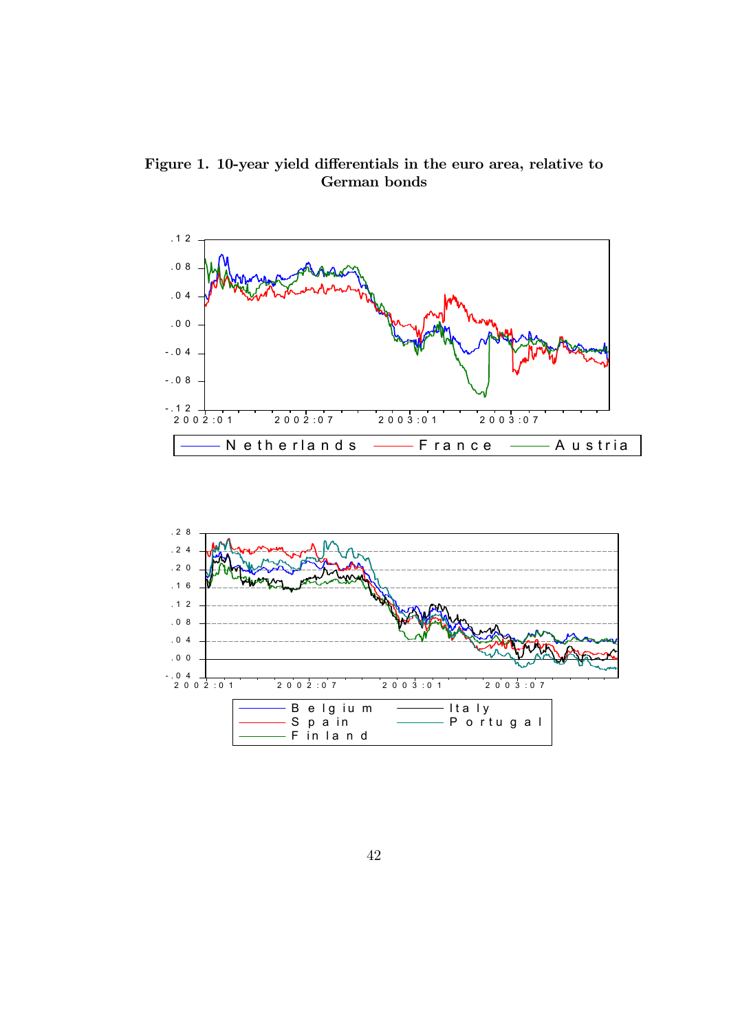**Figure 1. 10-year yield differentials in the euro area, relative to German bonds**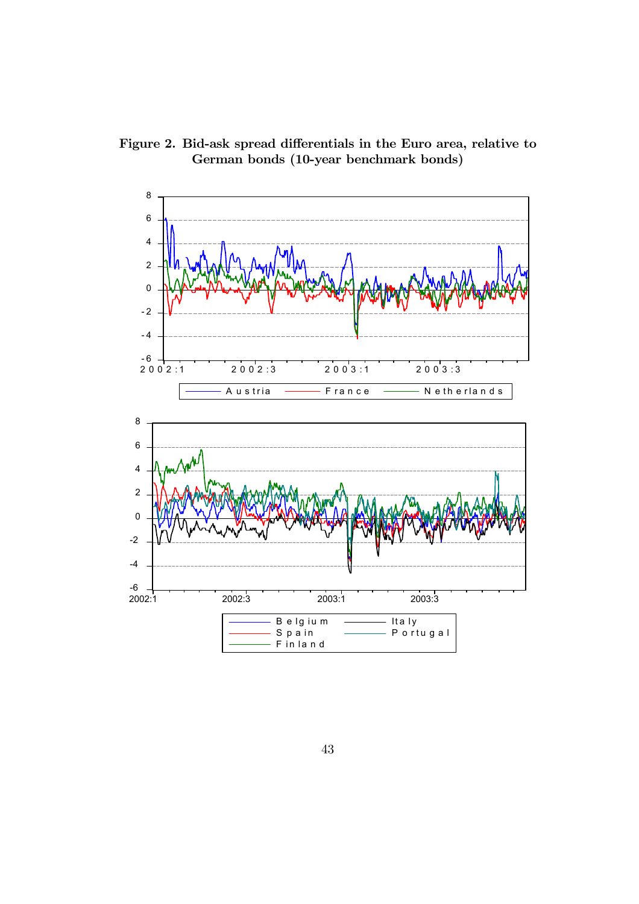**Figure 2. Bid-ask spread differentials in the Euro area, relative to German bonds (10-year benchmark bonds)**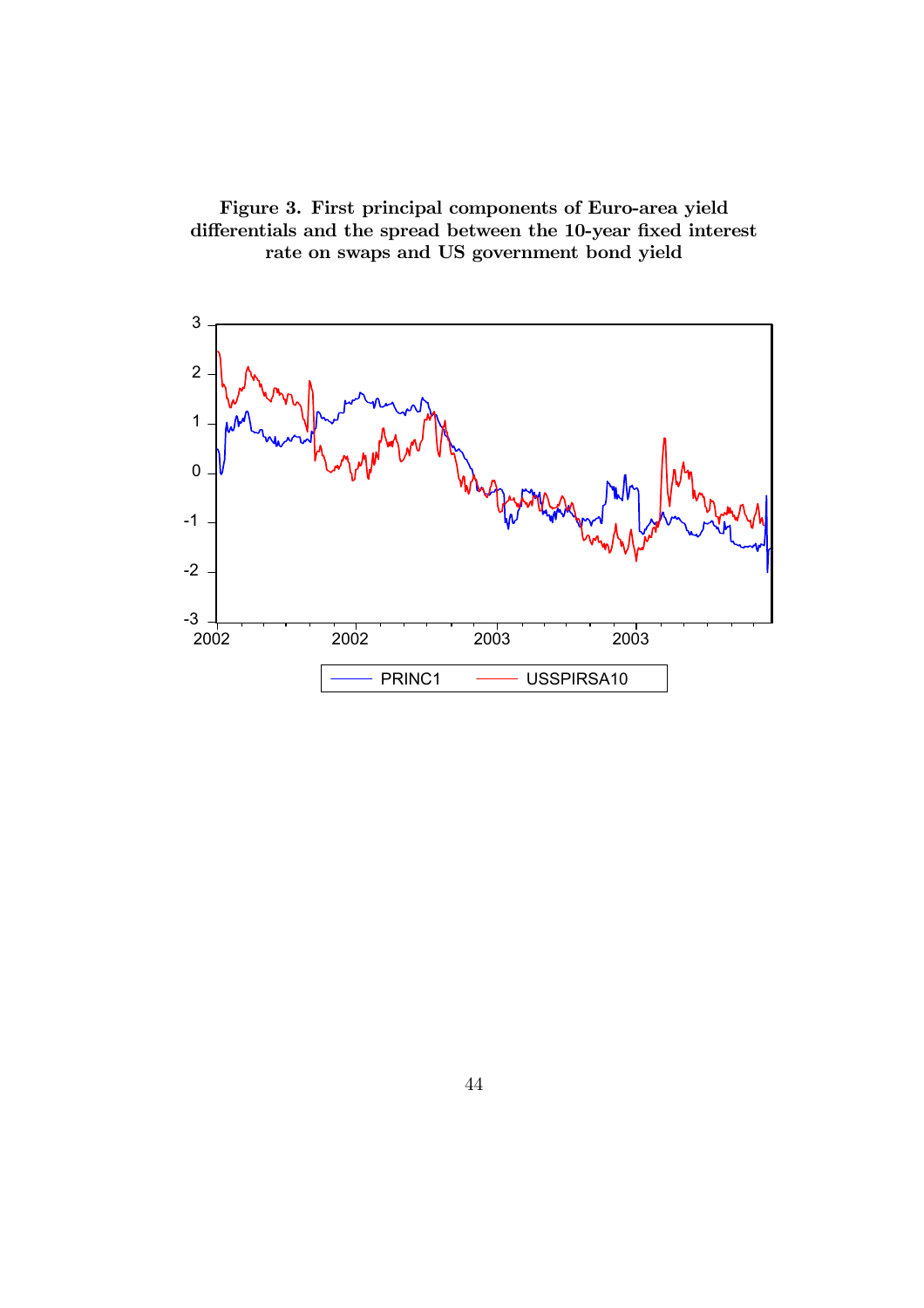**Figure 3. First principal components of Euro-area yield differentials and the spread between the 10-year fixed interest rate on swaps and US government bond yield**

3
2
1
0
-1
-2
-3

2002 2002 2003 2003

PRINC1 USSPIRSA10